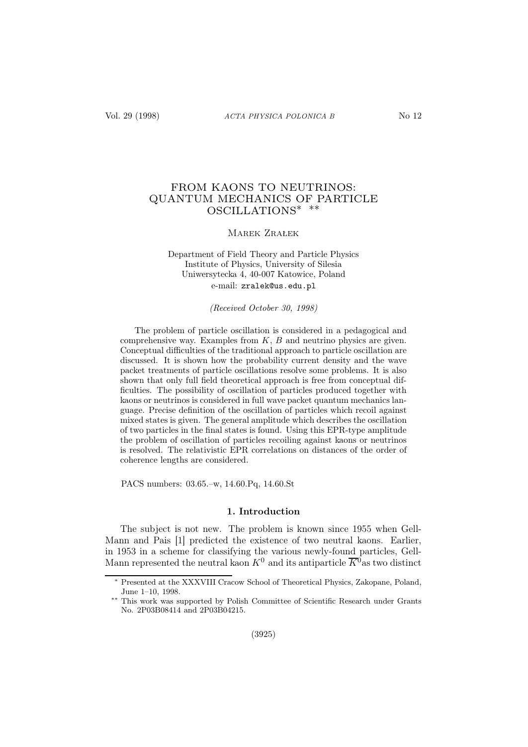# FROM KAONS TO NEUTRINOS: QUANTUM MECHANICS OF PARTICLE OSCILLATIONS* **

Marek Zrałek

Department of Field Theory and Particle Physics
Institute of Physics, University of Silesia
Uniwersytecka 4, 40-007 Katowice, Poland
e-mail: zralek@us.edu.pl

*(Received October 30, 1998)*

The problem of particle oscillation is considered in a pedagogical and comprehensive way. Examples from $K$, $B$ and neutrino physics are given. Conceptual difficulties of the traditional approach to particle oscillation are discussed. It is shown how the probability current density and the wave packet treatments of particle oscillations resolve some problems. It is also shown that only full field theoretical approach is free from conceptual difficulties. The possibility of oscillation of particles produced together with kaons or neutrinos is considered in full wave packet quantum mechanics language. Precise definition of the oscillation of particles which recoil against mixed states is given. The general amplitude which describes the oscillation of two particles in the final states is found. Using this EPR-type amplitude the problem of oscillation of particles recoiling against kaons or neutrinos is resolved. The relativistic EPR correlations on distances of the order of coherence lengths are considered.

PACS numbers: 03.65.–w, 14.60.Pq, 14.60.St

## 1. Introduction

The subject is not new. The problem is known since 1955 when Gell-Mann and Pais [1] predicted the existence of two neutral kaons. Earlier, in 1953 in a scheme for classifying the various newly-found particles, Gell-Mann represented the neutral kaon $K^0$ and its antiparticle $\overline{K}^0$ as two distinct

---

* Presented at the XXXVIII Cracow School of Theoretical Physics, Zakopane, Poland, June 1–10, 1998.

** This work was supported by Polish Committee of Scientific Research under Grants No. 2P03B08414 and 2P03B04215.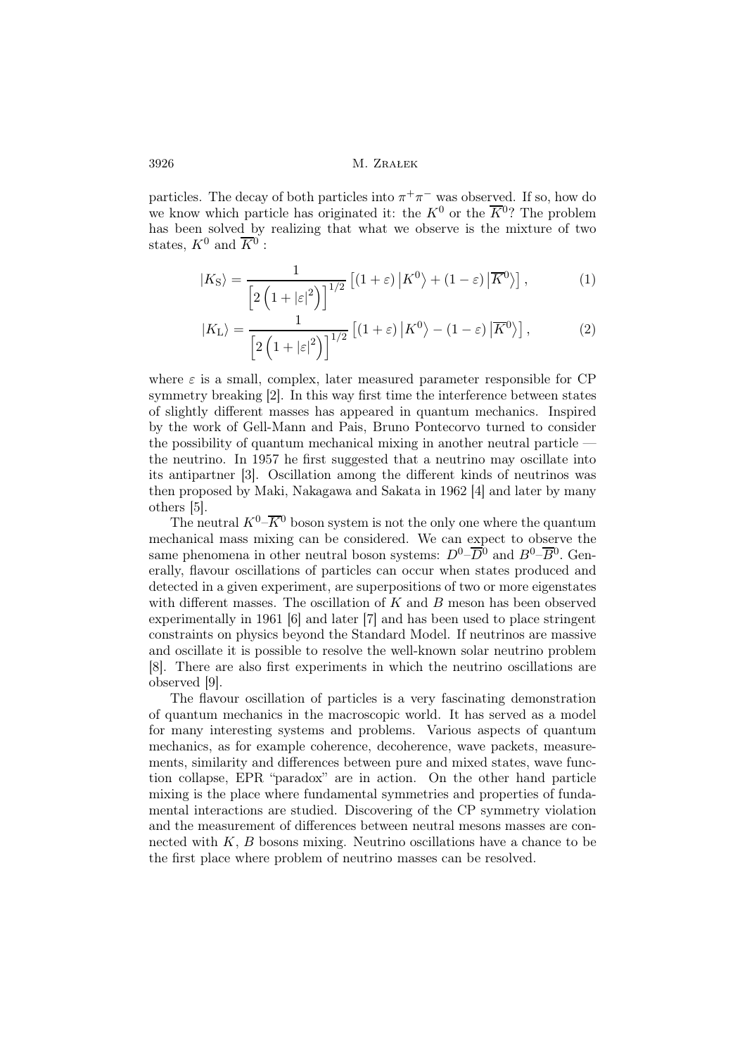particles. The decay of both particles into $\pi^+\pi^-$ was observed. If so, how do we know which particle has originated it: the $K^0$ or the $\overline{K^0}$? The problem has been solved by realizing that what we observe is the mixture of two states, $K^0$ and $\overline{K^0}$ :

$$|K_{\rm S}\rangle = \frac{1}{\left[2\left(1+|\varepsilon|^2\right)\right]^{1/2}}\left[(1+\varepsilon)\left|K^0\right\rangle + (1-\varepsilon)\left|\overline{K^0}\right\rangle\right], \tag{1}$$

$$|K_{\rm L}\rangle = \frac{1}{\left[2\left(1+|\varepsilon|^2\right)\right]^{1/2}}\left[(1+\varepsilon)\left|K^0\right\rangle - (1-\varepsilon)\left|\overline{K^0}\right\rangle\right], \tag{2}$$

where $\varepsilon$ is a small, complex, later measured parameter responsible for CP symmetry breaking [2]. In this way first time the interference between states of slightly different masses has appeared in quantum mechanics. Inspired by the work of Gell-Mann and Pais, Bruno Pontecorvo turned to consider the possibility of quantum mechanical mixing in another neutral particle — the neutrino. In 1957 he first suggested that a neutrino may oscillate into its antipartner [3]. Oscillation among the different kinds of neutrinos was then proposed by Maki, Nakagawa and Sakata in 1962 [4] and later by many others [5].

The neutral $K^0$–$\overline{K^0}$ boson system is not the only one where the quantum mechanical mass mixing can be considered. We can expect to observe the same phenomena in other neutral boson systems: $D^0$–$\overline{D^0}$ and $B^0$–$\overline{B^0}$. Generally, flavour oscillations of particles can occur when states produced and detected in a given experiment, are superpositions of two or more eigenstates with different masses. The oscillation of $K$ and $B$ meson has been observed experimentally in 1961 [6] and later [7] and has been used to place stringent constraints on physics beyond the Standard Model. If neutrinos are massive and oscillate it is possible to resolve the well-known solar neutrino problem [8]. There are also first experiments in which the neutrino oscillations are observed [9].

The flavour oscillation of particles is a very fascinating demonstration of quantum mechanics in the macroscopic world. It has served as a model for many interesting systems and problems. Various aspects of quantum mechanics, as for example coherence, decoherence, wave packets, measurements, similarity and differences between pure and mixed states, wave function collapse, EPR "paradox" are in action. On the other hand particle mixing is the place where fundamental symmetries and properties of fundamental interactions are studied. Discovering of the CP symmetry violation and the measurement of differences between neutral mesons masses are connected with $K$, $B$ bosons mixing. Neutrino oscillations have a chance to be the first place where problem of neutrino masses can be resolved.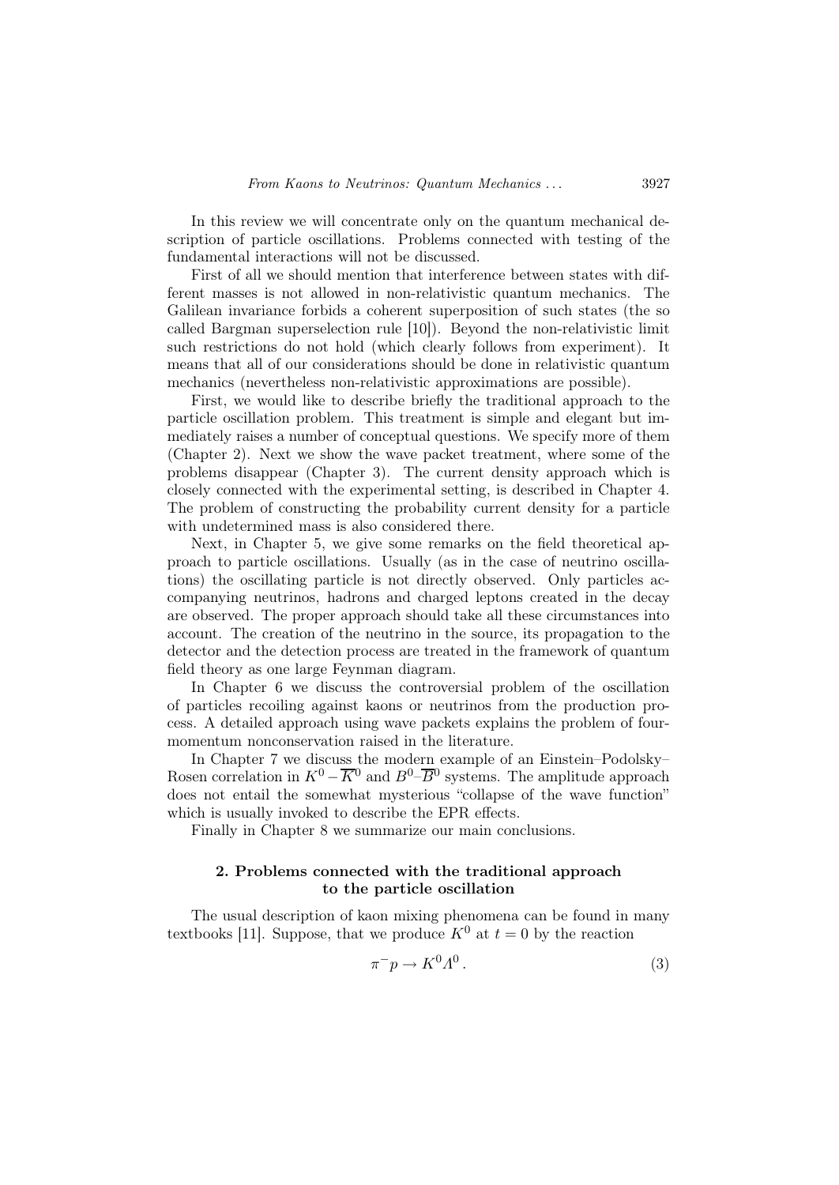In this review we will concentrate only on the quantum mechanical description of particle oscillations. Problems connected with testing of the fundamental interactions will not be discussed.

First of all we should mention that interference between states with different masses is not allowed in non-relativistic quantum mechanics. The Galilean invariance forbids a coherent superposition of such states (the so called Bargman superselection rule [10]). Beyond the non-relativistic limit such restrictions do not hold (which clearly follows from experiment). It means that all of our considerations should be done in relativistic quantum mechanics (nevertheless non-relativistic approximations are possible).

First, we would like to describe briefly the traditional approach to the particle oscillation problem. This treatment is simple and elegant but immediately raises a number of conceptual questions. We specify more of them (Chapter 2). Next we show the wave packet treatment, where some of the problems disappear (Chapter 3). The current density approach which is closely connected with the experimental setting, is described in Chapter 4. The problem of constructing the probability current density for a particle with undetermined mass is also considered there.

Next, in Chapter 5, we give some remarks on the field theoretical approach to particle oscillations. Usually (as in the case of neutrino oscillations) the oscillating particle is not directly observed. Only particles accompanying neutrinos, hadrons and charged leptons created in the decay are observed. The proper approach should take all these circumstances into account. The creation of the neutrino in the source, its propagation to the detector and the detection process are treated in the framework of quantum field theory as one large Feynman diagram.

In Chapter 6 we discuss the controversial problem of the oscillation of particles recoiling against kaons or neutrinos from the production process. A detailed approach using wave packets explains the problem of four-momentum nonconservation raised in the literature.

In Chapter 7 we discuss the modern example of an Einstein–Podolsky–Rosen correlation in $K^0-\overline{K}^0$ and $B^0$–$\overline{B}^0$ systems. The amplitude approach does not entail the somewhat mysterious "collapse of the wave function" which is usually invoked to describe the EPR effects.

Finally in Chapter 8 we summarize our main conclusions.

## 2. Problems connected with the traditional approach to the particle oscillation

The usual description of kaon mixing phenomena can be found in many textbooks [11]. Suppose, that we produce $K^0$ at $t = 0$ by the reaction

$$\pi^- p \to K^0 \Lambda^0 \,. \tag{3}$$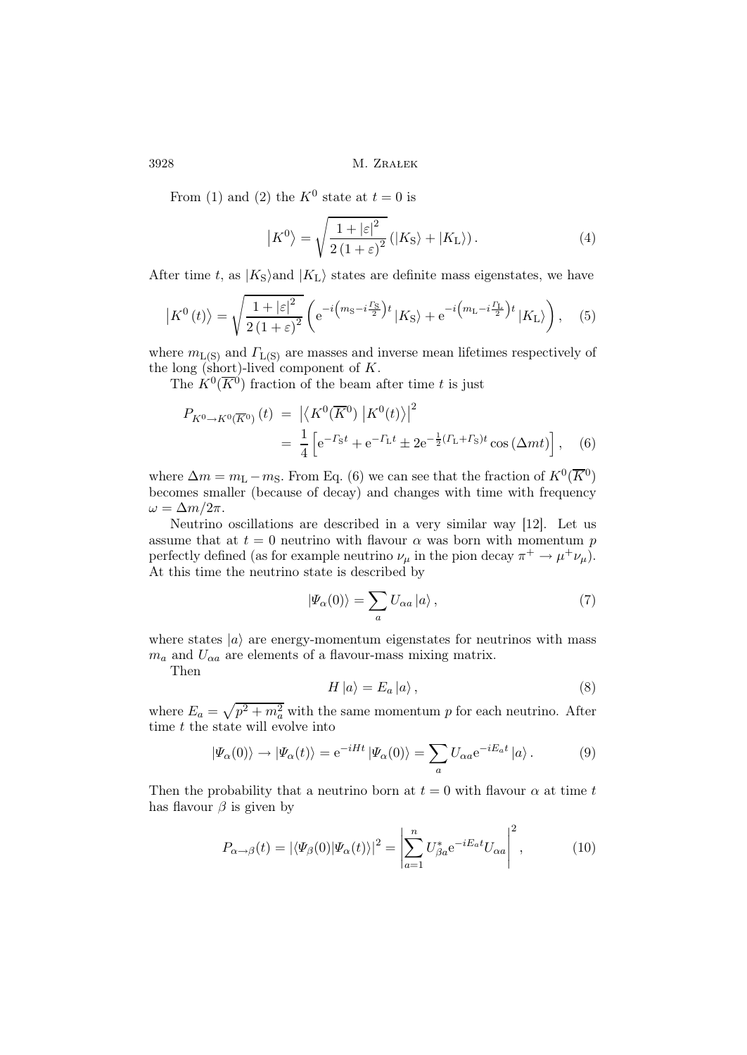From (1) and (2) the $K^0$ state at $t = 0$ is

$$\left|K^0\right\rangle = \sqrt{\frac{1+|\varepsilon|^2}{2\,(1+\varepsilon)^2}}\,\left(|K_{\rm S}\rangle + |K_{\rm L}\rangle\right). \tag{4}$$

After time $t$, as $|K_{\rm S}\rangle$and $|K_{\rm L}\rangle$ states are definite mass eigenstates, we have

$$\left|K^0\,(t)\right\rangle = \sqrt{\frac{1+|\varepsilon|^2}{2\,(1+\varepsilon)^2}}\left({\rm e}^{-i\left(m_{\rm S}-i\frac{\Gamma_{\rm S}}{2}\right)t}\,|K_{\rm S}\rangle + {\rm e}^{-i\left(m_{\rm L}-i\frac{\Gamma_{\rm L}}{2}\right)t}\,|K_{\rm L}\rangle\right), \tag{5}$$

where $m_{\rm L(S)}$ and $\Gamma_{\rm L(S)}$ are masses and inverse mean lifetimes respectively of the long (short)-lived component of $K$.

The $K^0(\overline{K^0})$ fraction of the beam after time $t$ is just

$$\begin{aligned} P_{K^0\to K^0(\overline{K^0})}\,(t) &= \left|\left\langle K^0(\overline{K^0})\,\right|K^0(t)\rangle\right|^2 \\ &= \frac{1}{4}\left[{\rm e}^{-\Gamma_{\rm S}t} + {\rm e}^{-\Gamma_{\rm L}t} \pm 2{\rm e}^{-\frac{1}{2}(\Gamma_{\rm L}+\Gamma_{\rm S})t}\cos\left(\Delta m t\right)\right], \end{aligned} \tag{6}$$

where $\Delta m = m_{\rm L} - m_{\rm S}$. From Eq. (6) we can see that the fraction of $K^0(\overline{K^0})$ becomes smaller (because of decay) and changes with time with frequency $\omega = \Delta m/2\pi$.

Neutrino oscillations are described in a very similar way [12]. Let us assume that at $t = 0$ neutrino with flavour $\alpha$ was born with momentum $p$ perfectly defined (as for example neutrino $\nu_\mu$ in the pion decay $\pi^+ \to \mu^+\nu_\mu$). At this time the neutrino state is described by

$$|\Psi_\alpha(0)\rangle = \sum_a U_{\alpha a}\,|a\rangle\,, \tag{7}$$

where states $|a\rangle$ are energy-momentum eigenstates for neutrinos with mass $m_a$ and $U_{\alpha a}$ are elements of a flavour-mass mixing matrix.

Then

$$H\,|a\rangle = E_a\,|a\rangle\,, \tag{8}$$

where $E_a = \sqrt{p^2 + m_a^2}$ with the same momentum $p$ for each neutrino. After time $t$ the state will evolve into

$$|\Psi_\alpha(0)\rangle \to |\Psi_\alpha(t)\rangle = {\rm e}^{-iHt}\,|\Psi_\alpha(0)\rangle = \sum_a U_{\alpha a}{\rm e}^{-iE_at}\,|a\rangle\,. \tag{9}$$

Then the probability that a neutrino born at $t = 0$ with flavour $\alpha$ at time $t$ has flavour $\beta$ is given by

$$P_{\alpha\to\beta}(t) = |\langle\Psi_\beta(0)|\Psi_\alpha(t)\rangle|^2 = \left|\sum_{a=1}^n U^*_{\beta a}{\rm e}^{-iE_at}U_{\alpha a}\right|^2, \tag{10}$$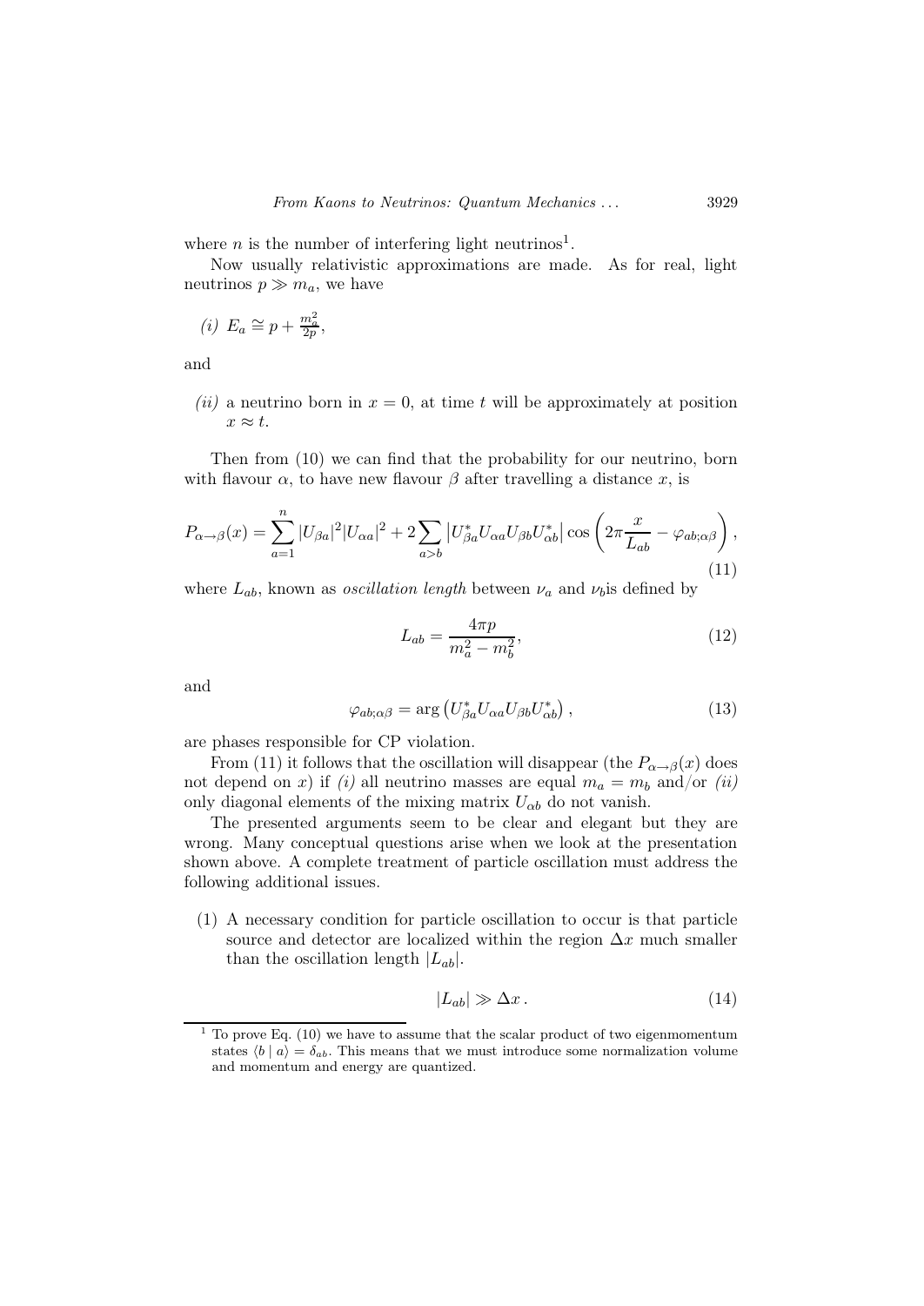where $n$ is the number of interfering light neutrinos[1].

Now usually relativistic approximations are made. As for real, light neutrinos $p \gg m_a$, we have

*(i)* $E_a \cong p + \frac{m_a^2}{2p}$,

and

*(ii)* a neutrino born in $x = 0$, at time $t$ will be approximately at position $x \approx t$.

Then from (10) we can find that the probability for our neutrino, born with flavour $\alpha$, to have new flavour $\beta$ after travelling a distance $x$, is

$$P_{\alpha \to \beta}(x) = \sum_{a=1}^{n} |U_{\beta a}|^2 |U_{\alpha a}|^2 + 2 \sum_{a>b} \left| U_{\beta a}^* U_{\alpha a} U_{\beta b} U_{\alpha b}^* \right| \cos\left( 2\pi \frac{x}{L_{ab}} - \varphi_{ab;\alpha\beta} \right), \tag{11}$$

where $L_{ab}$, known as *oscillation length* between $\nu_a$ and $\nu_b$is defined by

$$L_{ab} = \frac{4\pi p}{m_a^2 - m_b^2}, \tag{12}$$

and

$$\varphi_{ab;\alpha\beta} = \arg\left( U_{\beta a}^* U_{\alpha a} U_{\beta b} U_{\alpha b}^* \right), \tag{13}$$

are phases responsible for CP violation.

From (11) it follows that the oscillation will disappear (the $P_{\alpha \to \beta}(x)$ does not depend on $x$) if *(i)* all neutrino masses are equal $m_a = m_b$ and/or *(ii)* only diagonal elements of the mixing matrix $U_{\alpha b}$ do not vanish.

The presented arguments seem to be clear and elegant but they are wrong. Many conceptual questions arise when we look at the presentation shown above. A complete treatment of particle oscillation must address the following additional issues.

(1) A necessary condition for particle oscillation to occur is that particle source and detector are localized within the region $\Delta x$ much smaller than the oscillation length $|L_{ab}|$.

$$|L_{ab}| \gg \Delta x \,. \tag{14}$$

---

[1] To prove Eq. (10) we have to assume that the scalar product of two eigenmomentum states $\langle b \mid a \rangle = \delta_{ab}$. This means that we must introduce some normalization volume and momentum and energy are quantized.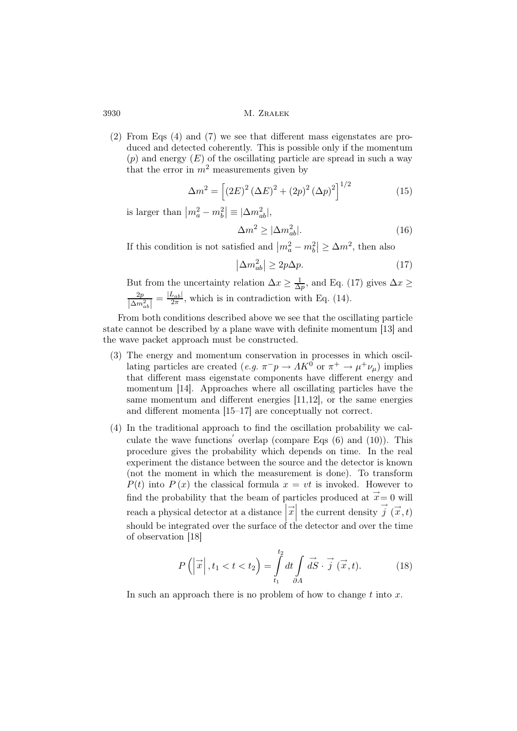(2) From Eqs (4) and (7) we see that different mass eigenstates are produced and detected coherently. This is possible only if the momentum ($p$) and energy ($E$) of the oscillating particle are spread in such a way that the error in $m^2$ measurements given by

$$\Delta m^2 = \left[ (2E)^2 (\Delta E)^2 + (2p)^2 (\Delta p)^2 \right]^{1/2} \tag{15}$$

is larger than $\left| m_a^2 - m_b^2 \right| \equiv |\Delta m_{ab}^2|$,

$$\Delta m^2 \geq |\Delta m_{ab}^2|. \tag{16}$$

If this condition is not satisfied and $\left| m_a^2 - m_b^2 \right| \geq \Delta m^2$, then also

$$\left| \Delta m_{ab}^2 \right| \geq 2p\Delta p. \tag{17}$$

But from the uncertainty relation $\Delta x \geq \frac{1}{\Delta p}$, and Eq. (17) gives $\Delta x \geq \frac{2p}{\left|\Delta m_{ab}^2\right|} = \frac{|L_{ab}|}{2\pi}$, which is in contradiction with Eq. (14).

From both conditions described above we see that the oscillating particle state cannot be described by a plane wave with definite momentum [13] and the wave packet approach must be constructed.

(3) The energy and momentum conservation in processes in which oscillating particles are created (*e.g.* $\pi^- p \to \Lambda K^0$ or $\pi^+ \to \mu^+ \nu_\mu$) implies that different mass eigenstate components have different energy and momentum [14]. Approaches where all oscillating particles have the same momentum and different energies [11,12], or the same energies and different momenta [15–17] are conceptually not correct.

(4) In the traditional approach to find the oscillation probability we calculate the wave functions' overlap (compare Eqs (6) and (10)). This procedure gives the probability which depends on time. In the real experiment the distance between the source and the detector is known (not the moment in which the measurement is done). To transform $P(t)$ into $P(x)$ the classical formula $x = vt$ is invoked. However to find the probability that the beam of particles produced at $\vec{x} = 0$ will reach a physical detector at a distance $\left|\vec{x}\right|$ the current density $\vec{j}\,(\vec{x}, t)$ should be integrated over the surface of the detector and over the time of observation [18]

$$P\left(\left|\vec{x}\right|, t_1 < t < t_2\right) = \int_{t_1}^{t_2} dt \int_{\partial A} \vec{dS} \cdot \vec{j}\,(\vec{x}, t). \tag{18}$$

In such an approach there is no problem of how to change $t$ into $x$.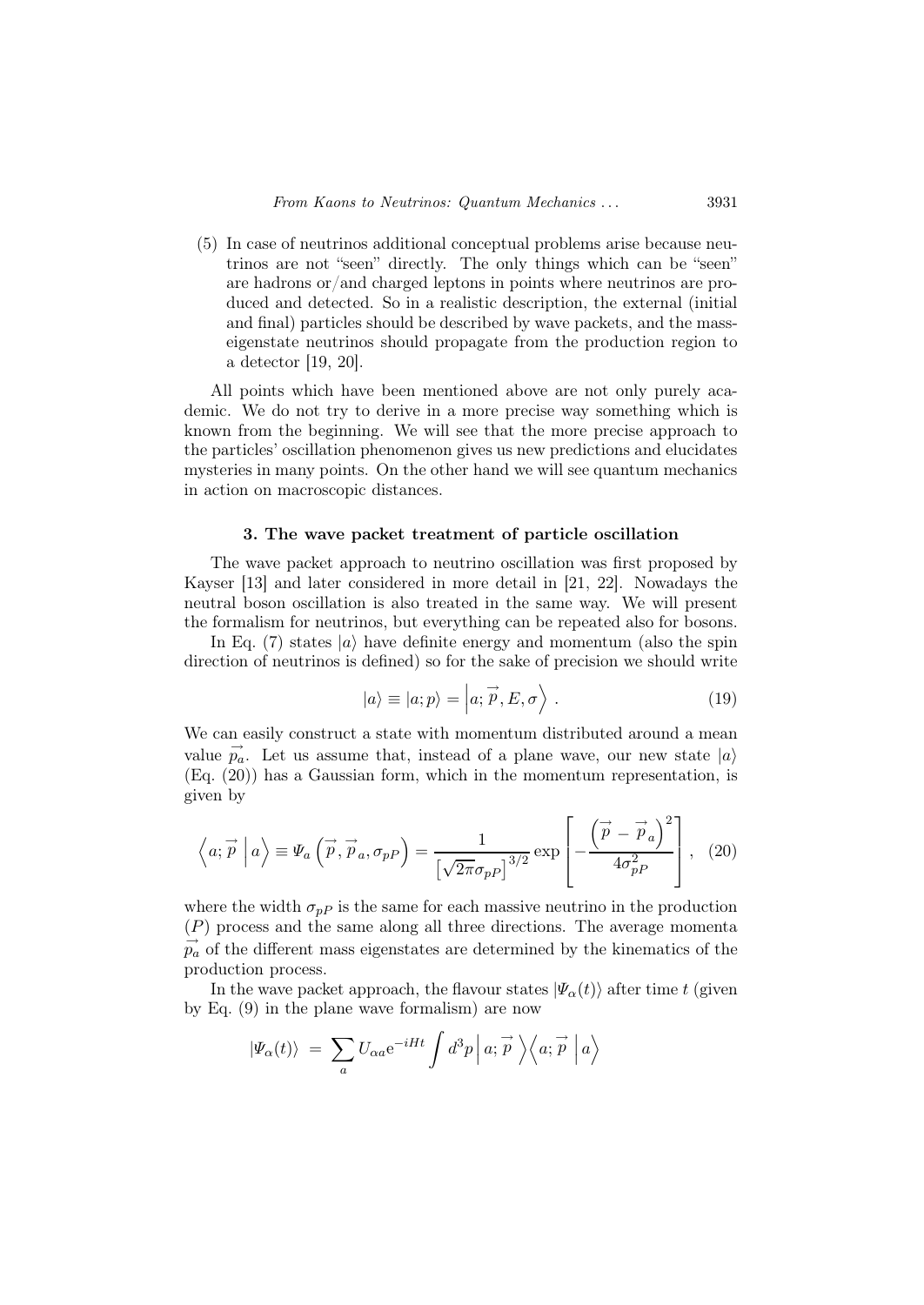(5) In case of neutrinos additional conceptual problems arise because neutrinos are not "seen" directly. The only things which can be "seen" are hadrons or/and charged leptons in points where neutrinos are produced and detected. So in a realistic description, the external (initial and final) particles should be described by wave packets, and the mass-eigenstate neutrinos should propagate from the production region to a detector [19, 20].

All points which have been mentioned above are not only purely academic. We do not try to derive in a more precise way something which is known from the beginning. We will see that the more precise approach to the particles' oscillation phenomenon gives us new predictions and elucidates mysteries in many points. On the other hand we will see quantum mechanics in action on macroscopic distances.

### 3. The wave packet treatment of particle oscillation

The wave packet approach to neutrino oscillation was first proposed by Kayser [13] and later considered in more detail in [21, 22]. Nowadays the neutral boson oscillation is also treated in the same way. We will present the formalism for neutrinos, but everything can be repeated also for bosons.

In Eq. (7) states $|a\rangle$ have definite energy and momentum (also the spin direction of neutrinos is defined) so for the sake of precision we should write

$$|a\rangle \equiv |a;p\rangle = \left|a;\vec{p},E,\sigma\right\rangle . \tag{19}$$

We can easily construct a state with momentum distributed around a mean value $\vec{p_a}$. Let us assume that, instead of a plane wave, our new state $|a\rangle$ (Eq. (20)) has a Gaussian form, which in the momentum representation, is given by

$$\left\langle a;\vec{p}\;\middle|\;a\right\rangle \equiv \Psi_a\left(\vec{p},\vec{p}_a,\sigma_{pP}\right) = \frac{1}{\left[\sqrt{2\pi}\sigma_{pP}\right]^{3/2}}\exp\left[-\frac{\left(\vec{p}-\vec{p}_a\right)^2}{4\sigma_{pP}^2}\right], \tag{20}$$

where the width $\sigma_{pP}$ is the same for each massive neutrino in the production ($P$) process and the same along all three directions. The average momenta $\vec{p_a}$ of the different mass eigenstates are determined by the kinematics of the production process.

In the wave packet approach, the flavour states $|\Psi_\alpha(t)\rangle$ after time $t$ (given by Eq. (9) in the plane wave formalism) are now

$$|\Psi_\alpha(t)\rangle \;=\; \sum_a U_{\alpha a}\mathrm{e}^{-iHt}\int d^3p\left|\,a;\vec{p}\;\right\rangle\left\langle a;\vec{p}\;\middle|\,a\right\rangle$$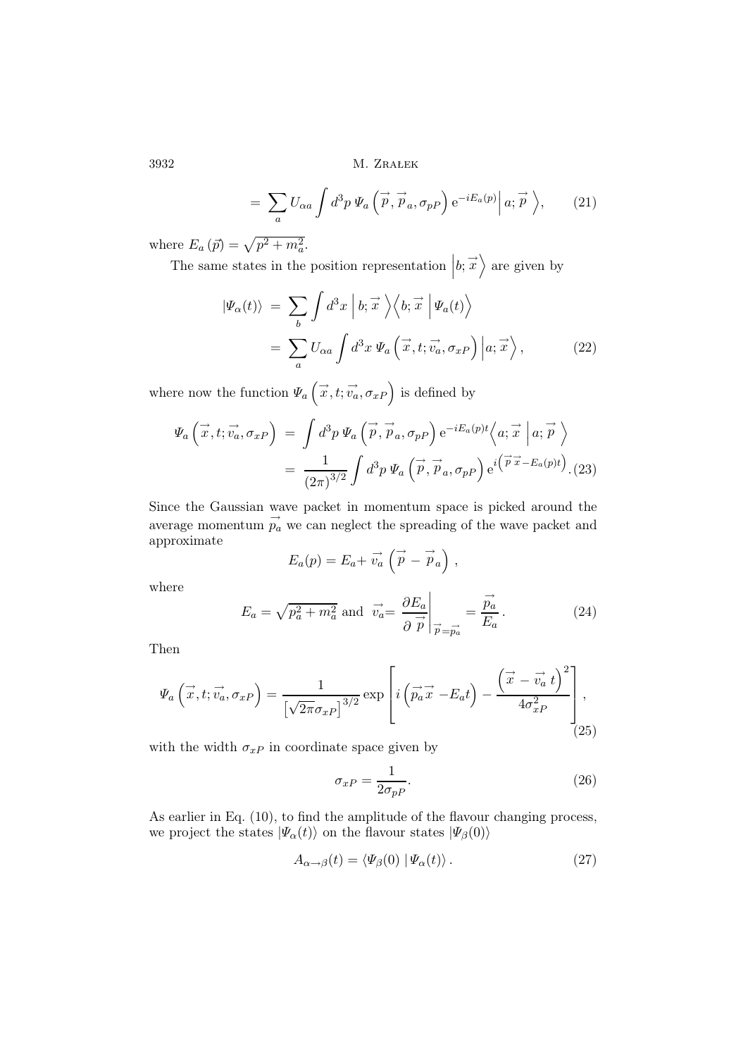$$= \sum_a U_{\alpha a} \int d^3p \, \Psi_a \left( \vec{p}, \vec{p}_a, \sigma_{pP} \right) \mathrm{e}^{-iE_a(p)} \Big| a; \vec{p} \ \Big\rangle, \tag{21}$$

where $E_a(\vec{p}) = \sqrt{p^2 + m_a^2}$.

The same states in the position representation $\left| b; \vec{x} \right\rangle$ are given by

$$\begin{aligned} |\Psi_\alpha(t)\rangle &= \sum_b \int d^3x \, \Big| b; \vec{x} \ \Big\rangle \Big\langle b; \vec{x} \ \Big| \Psi_a(t) \Big\rangle \\ &= \sum_a U_{\alpha a} \int d^3x \, \Psi_a \left( \vec{x}, t; \vec{v_a}, \sigma_{xP} \right) \Big| a; \vec{x} \Big\rangle , \end{aligned} \tag{22}$$

where now the function $\Psi_a \left( \vec{x}, t; \vec{v_a}, \sigma_{xP} \right)$ is defined by

$$\begin{aligned} \Psi_a \left( \vec{x}, t; \vec{v_a}, \sigma_{xP} \right) &= \int d^3p \, \Psi_a \left( \vec{p}, \vec{p}_a, \sigma_{pP} \right) \mathrm{e}^{-iE_a(p)t} \Big\langle a; \vec{x} \ \Big| a; \vec{p} \ \Big\rangle \\ &= \frac{1}{(2\pi)^{3/2}} \int d^3p \, \Psi_a \left( \vec{p}, \vec{p}_a, \sigma_{pP} \right) \mathrm{e}^{i\left( \vec{p}\,\vec{x} - E_a(p)t \right)} . \end{aligned} \tag{23}$$

Since the Gaussian wave packet in momentum space is picked around the average momentum $\vec{p_a}$ we can neglect the spreading of the wave packet and approximate

$$E_a(p) = E_a + \vec{v_a} \left( \vec{p} - \vec{p}_a \right) ,$$

where

$$E_a = \sqrt{p_a^2 + m_a^2} \ \text{and} \ \vec{v_a} = \left. \frac{\partial E_a}{\partial \vec{p}} \right|_{\vec{p} = \vec{p_a}} = \frac{\vec{p_a}}{E_a} . \tag{24}$$

Then

$$\Psi_a \left( \vec{x}, t; \vec{v_a}, \sigma_{xP} \right) = \frac{1}{\left[ \sqrt{2\pi} \sigma_{xP} \right]^{3/2}} \exp \left[ i \left( \vec{p_a} \vec{x} - E_a t \right) - \frac{\left( \vec{x} - \vec{v_a} \, t \right)^2}{4\sigma_{xP}^2} \right] , \tag{25}$$

with the width $\sigma_{xP}$ in coordinate space given by

$$\sigma_{xP} = \frac{1}{2\sigma_{pP}} . \tag{26}$$

As earlier in Eq. (10), to find the amplitude of the flavour changing process, we project the states $|\Psi_\alpha(t)\rangle$ on the flavour states $|\Psi_\beta(0)\rangle$

$$A_{\alpha \to \beta}(t) = \langle \Psi_\beta(0) \, | \Psi_\alpha(t) \rangle . \tag{27}$$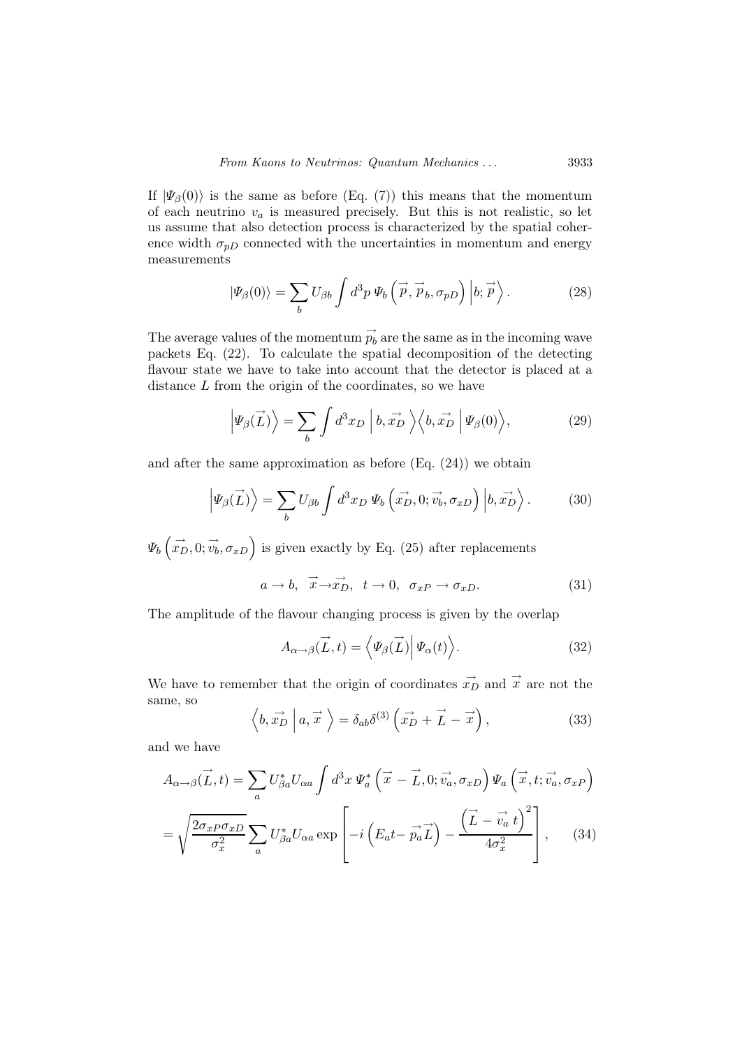If $|\Psi_\beta(0)\rangle$ is the same as before (Eq. (7)) this means that the momentum of each neutrino $v_a$ is measured precisely. But this is not realistic, so let us assume that also detection process is characterized by the spatial coherence width $\sigma_{pD}$ connected with the uncertainties in momentum and energy measurements

$$|\Psi_\beta(0)\rangle = \sum_b U_{\beta b} \int d^3p \, \Psi_b\left(\vec{p}, \vec{p}_b, \sigma_{pD}\right) \left|b; \vec{p}\right\rangle. \tag{28}$$

The average values of the momentum $\vec{p_b}$ are the same as in the incoming wave packets Eq. (22). To calculate the spatial decomposition of the detecting flavour state we have to take into account that the detector is placed at a distance $L$ from the origin of the coordinates, so we have

$$\left|\Psi_\beta(\vec{L})\right\rangle = \sum_b \int d^3x_D \left| b, \vec{x_D} \right\rangle \left\langle b, \vec{x_D} \left| \Psi_\beta(0)\right\rangle, \tag{29}$$

and after the same approximation as before (Eq. (24)) we obtain

$$\left|\Psi_\beta(\vec{L})\right\rangle = \sum_b U_{\beta b} \int d^3x_D \, \Psi_b\left(\vec{x_D}, 0; \vec{v_b}, \sigma_{xD}\right) \left|b, \vec{x_D}\right\rangle. \tag{30}$$

$\Psi_b\left(\vec{x_D}, 0; \vec{v_b}, \sigma_{xD}\right)$ is given exactly by Eq. (25) after replacements

$$a \to b, \quad \vec{x} \to \vec{x_D}, \quad t \to 0, \quad \sigma_{xP} \to \sigma_{xD}. \tag{31}$$

The amplitude of the flavour changing process is given by the overlap

$$A_{\alpha\to\beta}(\vec{L}, t) = \left\langle \Psi_\beta(\vec{L}) \middle| \Psi_\alpha(t) \right\rangle. \tag{32}$$

We have to remember that the origin of coordinates $\vec{x_D}$ and $\vec{x}$ are not the same, so

$$\left\langle b, \vec{x_D} \left| a, \vec{x} \right.\right\rangle = \delta_{ab}\delta^{(3)}\left(\vec{x_D} + \vec{L} - \vec{x}\right), \tag{33}$$

and we have

$$\begin{aligned} A_{\alpha\to\beta}(\vec{L}, t) &= \sum_a U^*_{\beta a} U_{\alpha a} \int d^3x \, \Psi^*_a\left(\vec{x} - \vec{L}, 0; \vec{v_a}, \sigma_{xD}\right) \Psi_a\left(\vec{x}, t; \vec{v_a}, \sigma_{xP}\right) \\ &= \sqrt{\frac{2\sigma_{xP}\sigma_{xD}}{\sigma_x^2}} \sum_a U^*_{\beta a} U_{\alpha a} \exp\left[-i\left(E_a t - \vec{p_a}\vec{L}\right) - \frac{\left(\vec{L} - \vec{v_a}\, t\right)^2}{4\sigma_x^2}\right], \end{aligned} \tag{34}$$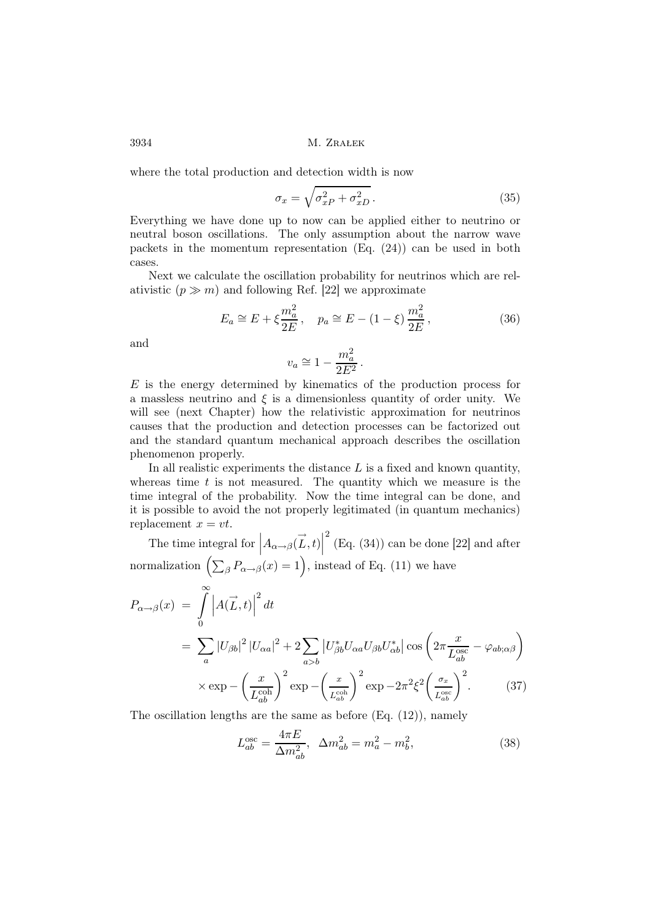where the total production and detection width is now

$$\sigma_x = \sqrt{\sigma_{xP}^2 + \sigma_{xD}^2}\,. \tag{35}$$

Everything we have done up to now can be applied either to neutrino or neutral boson oscillations. The only assumption about the narrow wave packets in the momentum representation (Eq. (24)) can be used in both cases.

Next we calculate the oscillation probability for neutrinos which are relativistic ($p \gg m$) and following Ref. [22] we approximate

$$E_a \cong E + \xi \frac{m_a^2}{2E}\,, \quad p_a \cong E - (1-\xi)\,\frac{m_a^2}{2E}\,, \tag{36}$$

and

$$v_a \cong 1 - \frac{m_a^2}{2E^2}\,.$$

$E$ is the energy determined by kinematics of the production process for a massless neutrino and $\xi$ is a dimensionless quantity of order unity. We will see (next Chapter) how the relativistic approximation for neutrinos causes that the production and detection processes can be factorized out and the standard quantum mechanical approach describes the oscillation phenomenon properly.

In all realistic experiments the distance $L$ is a fixed and known quantity, whereas time $t$ is not measured. The quantity which we measure is the time integral of the probability. Now the time integral can be done, and it is possible to avoid the not properly legitimated (in quantum mechanics) replacement $x = vt$.

The time integral for $\left|A_{\alpha\to\beta}(\vec{L},t)\right|^2$ (Eq. (34)) can be done [22] and after normalization $\left(\sum_\beta P_{\alpha\to\beta}(x) = 1\right)$, instead of Eq. (11) we have

$$\begin{aligned}
P_{\alpha\to\beta}(x) &= \int_0^\infty \left|A(\vec{L},t)\right|^2 dt \\
&= \sum_a |U_{\beta b}|^2 \, |U_{\alpha a}|^2 + 2\sum_{a>b} \left|U_{\beta b}^* U_{\alpha a} U_{\beta b} U_{\alpha b}^*\right| \cos\left(2\pi \frac{x}{L_{ab}^{\mathrm{osc}}} - \varphi_{ab;\alpha\beta}\right) \\
&\quad \times \exp -\left(\frac{x}{L_{ab}^{\mathrm{coh}}}\right)^2 \exp -\left(\frac{x}{L_{ab}^{\mathrm{coh}}}\right)^2 \exp -2\pi^2\xi^2 \left(\frac{\sigma_x}{L_{ab}^{\mathrm{osc}}}\right)^2.
\end{aligned} \tag{37}$$

The oscillation lengths are the same as before (Eq. (12)), namely

$$L_{ab}^{\mathrm{osc}} = \frac{4\pi E}{\Delta m_{ab}^2}, \quad \Delta m_{ab}^2 = m_a^2 - m_b^2, \tag{38}$$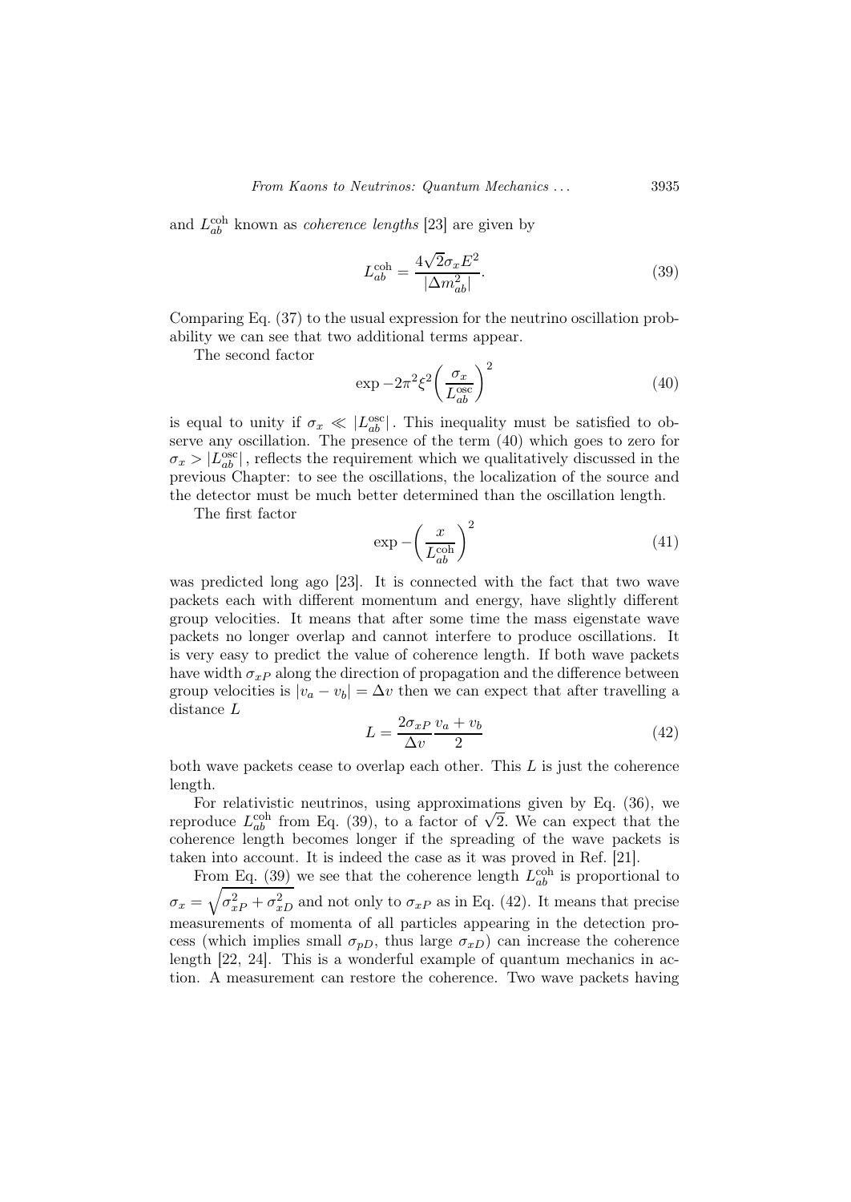and $L_{ab}^{\rm coh}$ known as *coherence lengths* [23] are given by

$$L_{ab}^{\rm coh} = \frac{4\sqrt{2}\sigma_x E^2}{|\Delta m_{ab}^2|}. \tag{39}$$

Comparing Eq. (37) to the usual expression for the neutrino oscillation probability we can see that two additional terms appear.

The second factor

$$\exp -2\pi^2 \xi^2 \left(\frac{\sigma_x}{L_{ab}^{\rm osc}}\right)^2 \tag{40}$$

is equal to unity if $\sigma_x \ll |L_{ab}^{\rm osc}|$. This inequality must be satisfied to observe any oscillation. The presence of the term (40) which goes to zero for $\sigma_x > |L_{ab}^{\rm osc}|$, reflects the requirement which we qualitatively discussed in the previous Chapter: to see the oscillations, the localization of the source and the detector must be much better determined than the oscillation length.

The first factor

$$\exp -\left(\frac{x}{L_{ab}^{\rm coh}}\right)^2 \tag{41}$$

was predicted long ago [23]. It is connected with the fact that two wave packets each with different momentum and energy, have slightly different group velocities. It means that after some time the mass eigenstate wave packets no longer overlap and cannot interfere to produce oscillations. It is very easy to predict the value of coherence length. If both wave packets have width $\sigma_{xP}$ along the direction of propagation and the difference between group velocities is $|v_a - v_b| = \Delta v$ then we can expect that after travelling a distance $L$

$$L = \frac{2\sigma_{xP}}{\Delta v}\frac{v_a + v_b}{2} \tag{42}$$

both wave packets cease to overlap each other. This $L$ is just the coherence length.

For relativistic neutrinos, using approximations given by Eq. (36), we reproduce $L_{ab}^{\rm coh}$ from Eq. (39), to a factor of $\sqrt{2}$. We can expect that the coherence length becomes longer if the spreading of the wave packets is taken into account. It is indeed the case as it was proved in Ref. [21].

From Eq. (39) we see that the coherence length $L_{ab}^{\rm coh}$ is proportional to $\sigma_x = \sqrt{\sigma_{xP}^2 + \sigma_{xD}^2}$ and not only to $\sigma_{xP}$ as in Eq. (42). It means that precise measurements of momenta of all particles appearing in the detection process (which implies small $\sigma_{pD}$, thus large $\sigma_{xD}$) can increase the coherence length [22, 24]. This is a wonderful example of quantum mechanics in action. A measurement can restore the coherence. Two wave packets having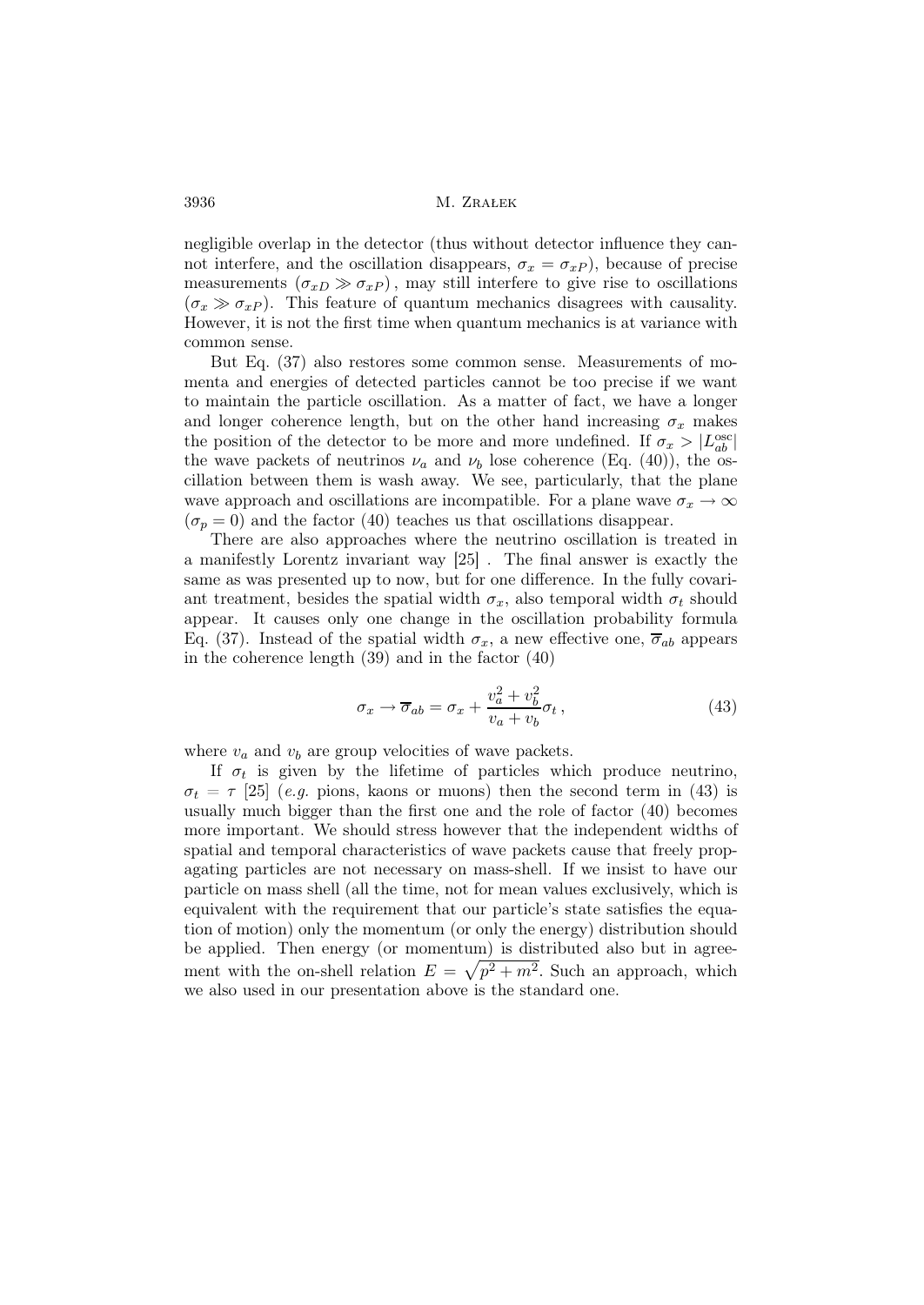negligible overlap in the detector (thus without detector influence they cannot interfere, and the oscillation disappears, $\sigma_x = \sigma_{xP}$), because of precise measurements $(\sigma_{xD} \gg \sigma_{xP})$, may still interfere to give rise to oscillations $(\sigma_x \gg \sigma_{xP})$. This feature of quantum mechanics disagrees with causality. However, it is not the first time when quantum mechanics is at variance with common sense.

But Eq. (37) also restores some common sense. Measurements of momenta and energies of detected particles cannot be too precise if we want to maintain the particle oscillation. As a matter of fact, we have a longer and longer coherence length, but on the other hand increasing $\sigma_x$ makes the position of the detector to be more and more undefined. If $\sigma_x > |L_{ab}^{\rm osc}|$ the wave packets of neutrinos $\nu_a$ and $\nu_b$ lose coherence (Eq. (40)), the oscillation between them is wash away. We see, particularly, that the plane wave approach and oscillations are incompatible. For a plane wave $\sigma_x \to \infty$ $(\sigma_p = 0)$ and the factor (40) teaches us that oscillations disappear.

There are also approaches where the neutrino oscillation is treated in a manifestly Lorentz invariant way [25] . The final answer is exactly the same as was presented up to now, but for one difference. In the fully covariant treatment, besides the spatial width $\sigma_x$, also temporal width $\sigma_t$ should appear. It causes only one change in the oscillation probability formula Eq. (37). Instead of the spatial width $\sigma_x$, a new effective one, $\overline{\sigma}_{ab}$ appears in the coherence length (39) and in the factor (40)

$$\sigma_x \to \overline{\sigma}_{ab} = \sigma_x + \frac{v_a^2 + v_b^2}{v_a + v_b}\sigma_t \,, \tag{43}$$

where $v_a$ and $v_b$ are group velocities of wave packets.

If $\sigma_t$ is given by the lifetime of particles which produce neutrino, $\sigma_t = \tau$ [25] (*e.g.* pions, kaons or muons) then the second term in (43) is usually much bigger than the first one and the role of factor (40) becomes more important. We should stress however that the independent widths of spatial and temporal characteristics of wave packets cause that freely propagating particles are not necessary on mass-shell. If we insist to have our particle on mass shell (all the time, not for mean values exclusively, which is equivalent with the requirement that our particle's state satisfies the equation of motion) only the momentum (or only the energy) distribution should be applied. Then energy (or momentum) is distributed also but in agreement with the on-shell relation $E = \sqrt{p^2 + m^2}$. Such an approach, which we also used in our presentation above is the standard one.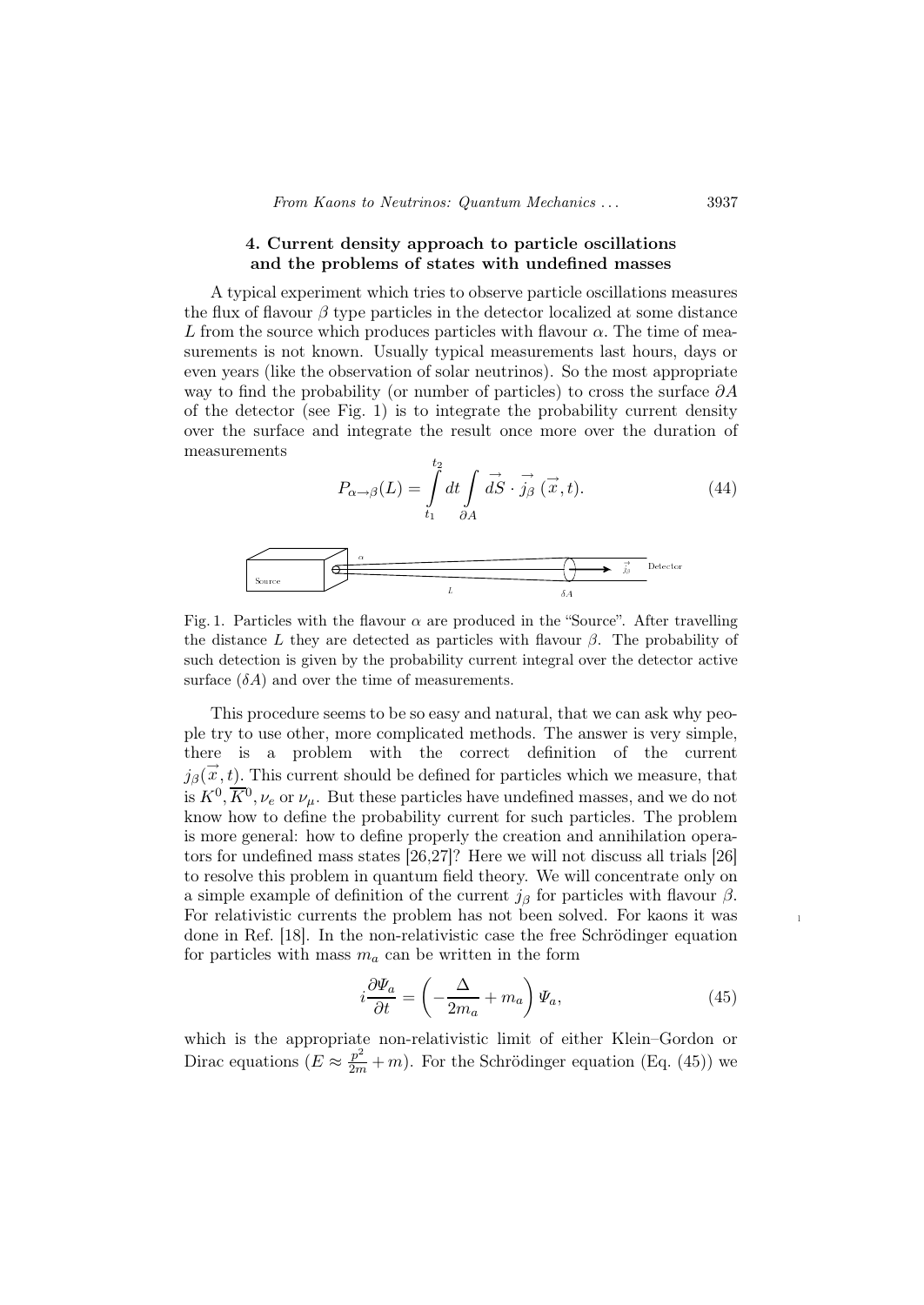## 4. Current density approach to particle oscillations and the problems of states with undefined masses

A typical experiment which tries to observe particle oscillations measures the flux of flavour $\beta$ type particles in the detector localized at some distance $L$ from the source which produces particles with flavour $\alpha$. The time of measurements is not known. Usually typical measurements last hours, days or even years (like the observation of solar neutrinos). So the most appropriate way to find the probability (or number of particles) to cross the surface $\partial A$ of the detector (see Fig. 1) is to integrate the probability current density over the surface and integrate the result once more over the duration of measurements

$$P_{\alpha\to\beta}(L) = \int_{t_1}^{t_2} dt \int_{\partial A} \vec{dS} \cdot \vec{j_\beta}\,(\vec{x}, t). \tag{44}$$

Fig. 1. Particles with the flavour $\alpha$ are produced in the "Source". After travelling the distance $L$ they are detected as particles with flavour $\beta$. The probability of such detection is given by the probability current integral over the detector active surface ($\delta A$) and over the time of measurements.

This procedure seems to be so easy and natural, that we can ask why people try to use other, more complicated methods. The answer is very simple, there is a problem with the correct definition of the current $j_\beta(\vec{x}, t)$. This current should be defined for particles which we measure, that is $K^0, \overline{K}^0, \nu_e$ or $\nu_\mu$. But these particles have undefined masses, and we do not know how to define the probability current for such particles. The problem is more general: how to define properly the creation and annihilation operators for undefined mass states [26,27]? Here we will not discuss all trials [26] to resolve this problem in quantum field theory. We will concentrate only on a simple example of definition of the current $j_\beta$ for particles with flavour $\beta$. For relativistic currents the problem has not been solved. For kaons it was done in Ref. [18]. In the non-relativistic case the free Schrödinger equation for particles with mass $m_a$ can be written in the form

$$i\frac{\partial \Psi_a}{\partial t} = \left(-\frac{\Delta}{2m_a} + m_a\right)\Psi_a, \tag{45}$$

which is the appropriate non-relativistic limit of either Klein–Gordon or Dirac equations ($E \approx \frac{p^2}{2m} + m$). For the Schrödinger equation (Eq. (45)) we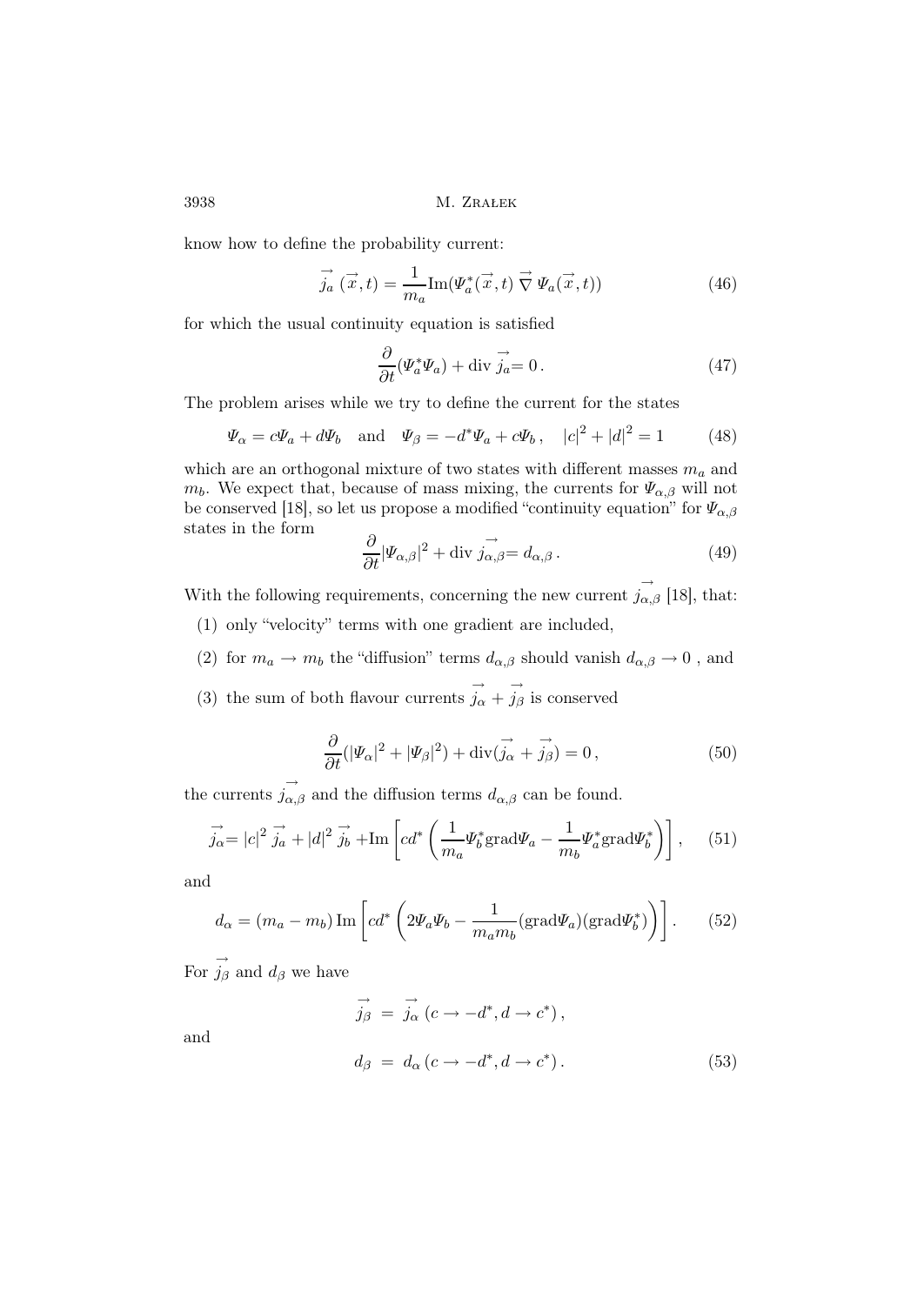know how to define the probability current:

$$\vec{j_a}(\vec{x},t) = \frac{1}{m_a}\mathrm{Im}(\Psi_a^*(\vec{x},t)\,\vec{\nabla}\,\Psi_a(\vec{x},t)) \tag{46}$$

for which the usual continuity equation is satisfied

$$\frac{\partial}{\partial t}(\Psi_a^*\Psi_a) + \mathrm{div}\,\vec{j_a} = 0\,. \tag{47}$$

The problem arises while we try to define the current for the states

$$\Psi_\alpha = c\Psi_a + d\Psi_b \quad \text{and} \quad \Psi_\beta = -d^*\Psi_a + c\Psi_b\,, \quad |c|^2 + |d|^2 = 1 \tag{48}$$

which are an orthogonal mixture of two states with different masses $m_a$ and $m_b$. We expect that, because of mass mixing, the currents for $\Psi_{\alpha,\beta}$ will not be conserved [18], so let us propose a modified "continuity equation" for $\Psi_{\alpha,\beta}$ states in the form

$$\frac{\partial}{\partial t}|\Psi_{\alpha,\beta}|^2 + \mathrm{div}\,\vec{j}_{\alpha,\beta} = d_{\alpha,\beta}\,. \tag{49}$$

With the following requirements, concerning the new current $\vec{j}_{\alpha,\beta}$ [18], that:

(1) only "velocity" terms with one gradient are included,

(2) for $m_a \to m_b$ the "diffusion" terms $d_{\alpha,\beta}$ should vanish $d_{\alpha,\beta} \to 0$ , and

(3) the sum of both flavour currents $\vec{j_\alpha} + \vec{j_\beta}$ is conserved

$$\frac{\partial}{\partial t}(|\Psi_\alpha|^2 + |\Psi_\beta|^2) + \mathrm{div}(\vec{j_\alpha} + \vec{j_\beta}) = 0\,, \tag{50}$$

the currents $\vec{j}_{\alpha,\beta}$ and the diffusion terms $d_{\alpha,\beta}$ can be found.

$$\vec{j_\alpha} = |c|^2\,\vec{j_a} + |d|^2\,\vec{j_b} + \mathrm{Im}\left[cd^*\left(\frac{1}{m_a}\Psi_b^*\mathrm{grad}\Psi_a - \frac{1}{m_b}\Psi_a^*\mathrm{grad}\Psi_b^*\right)\right], \tag{51}$$

and

$$d_\alpha = (m_a - m_b)\,\mathrm{Im}\left[cd^*\left(2\Psi_a\Psi_b - \frac{1}{m_a m_b}(\mathrm{grad}\Psi_a)(\mathrm{grad}\Psi_b^*)\right)\right]. \tag{52}$$

For $\vec{j_\beta}$ and $d_\beta$ we have

$$\vec{j_\beta} \;=\; \vec{j_\alpha}\,(c \to -d^*, d \to c^*)\,,$$

and

$$d_\beta \;=\; d_\alpha\,(c \to -d^*, d \to c^*)\,. \tag{53}$$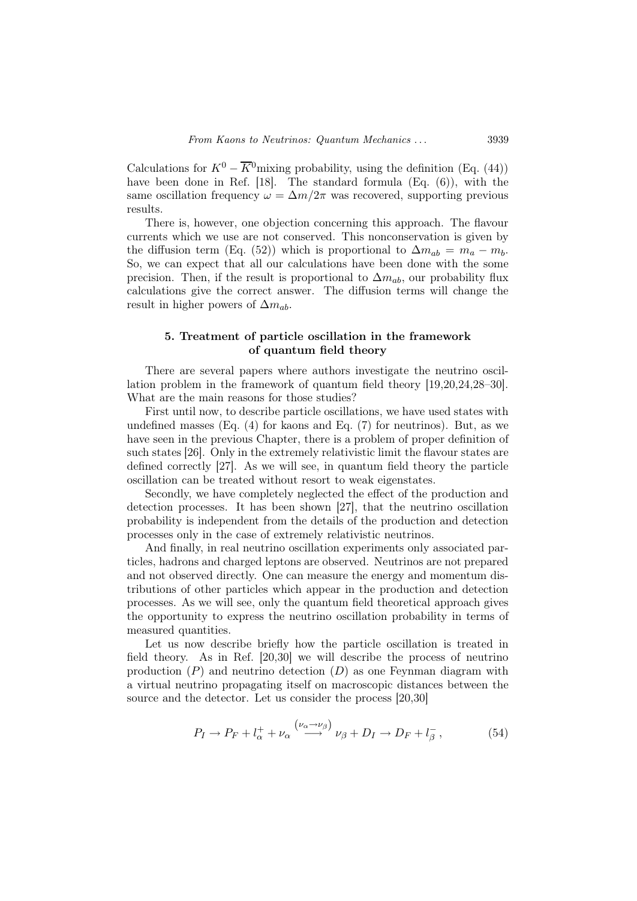Calculations for $K^0 - \overline{K}^0$mixing probability, using the definition (Eq. (44)) have been done in Ref. [18]. The standard formula (Eq. (6)), with the same oscillation frequency $\omega = \Delta m/2\pi$ was recovered, supporting previous results.

There is, however, one objection concerning this approach. The flavour currents which we use are not conserved. This nonconservation is given by the diffusion term (Eq. (52)) which is proportional to $\Delta m_{ab} = m_a - m_b$. So, we can expect that all our calculations have been done with the some precision. Then, if the result is proportional to $\Delta m_{ab}$, our probability flux calculations give the correct answer. The diffusion terms will change the result in higher powers of $\Delta m_{ab}$.

## 5. Treatment of particle oscillation in the framework of quantum field theory

There are several papers where authors investigate the neutrino oscillation problem in the framework of quantum field theory [19,20,24,28–30]. What are the main reasons for those studies?

First until now, to describe particle oscillations, we have used states with undefined masses (Eq. (4) for kaons and Eq. (7) for neutrinos). But, as we have seen in the previous Chapter, there is a problem of proper definition of such states [26]. Only in the extremely relativistic limit the flavour states are defined correctly [27]. As we will see, in quantum field theory the particle oscillation can be treated without resort to weak eigenstates.

Secondly, we have completely neglected the effect of the production and detection processes. It has been shown [27], that the neutrino oscillation probability is independent from the details of the production and detection processes only in the case of extremely relativistic neutrinos.

And finally, in real neutrino oscillation experiments only associated particles, hadrons and charged leptons are observed. Neutrinos are not prepared and not observed directly. One can measure the energy and momentum distributions of other particles which appear in the production and detection processes. As we will see, only the quantum field theoretical approach gives the opportunity to express the neutrino oscillation probability in terms of measured quantities.

Let us now describe briefly how the particle oscillation is treated in field theory. As in Ref. [20,30] we will describe the process of neutrino production ($P$) and neutrino detection ($D$) as one Feynman diagram with a virtual neutrino propagating itself on macroscopic distances between the source and the detector. Let us consider the process [20,30]

$$P_I \to P_F + l_\alpha^+ + \nu_\alpha \overset{(\nu_\alpha \to \nu_\beta)}{\longrightarrow} \nu_\beta + D_I \to D_F + l_\beta^- \,, \tag{54}$$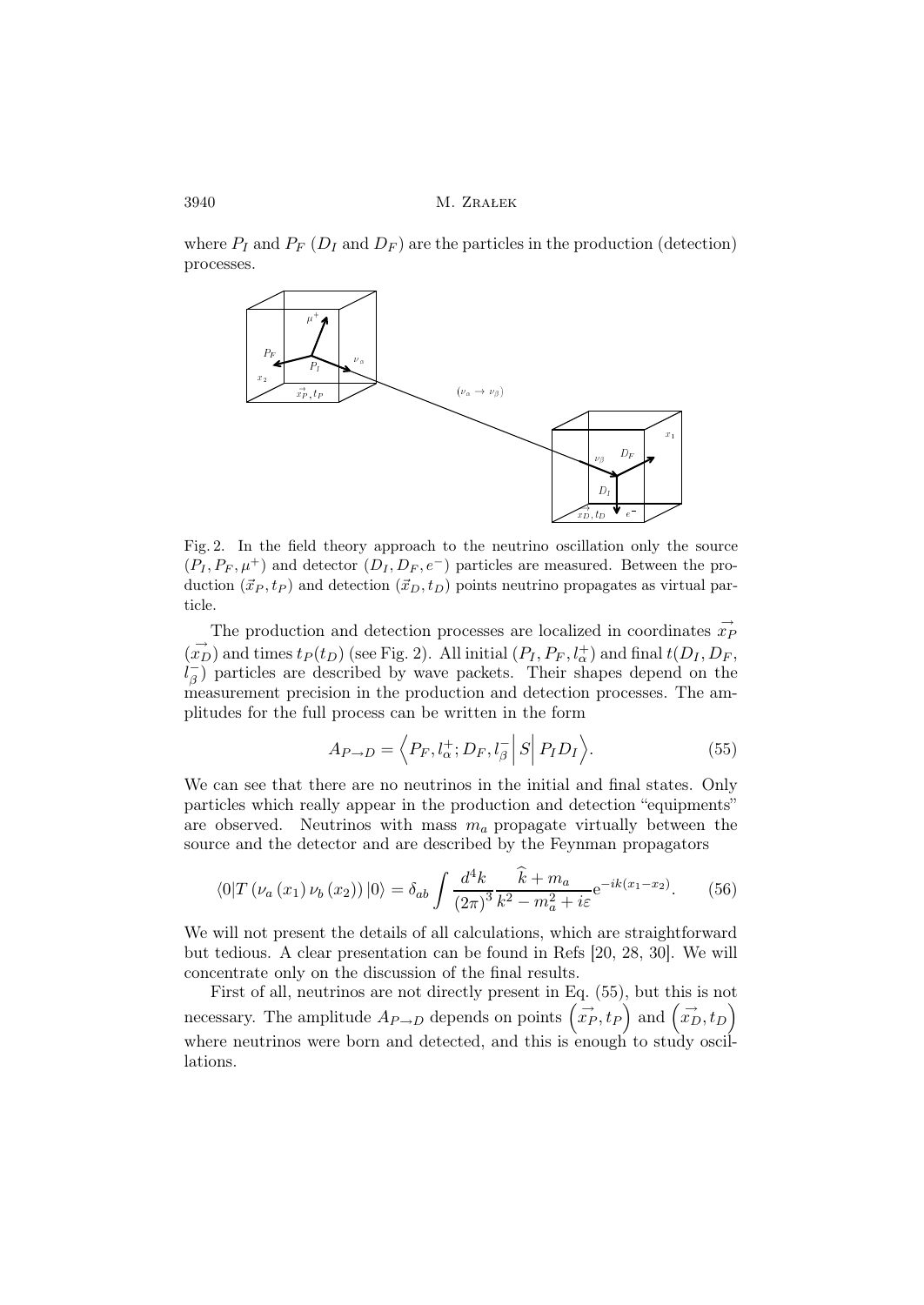where $P_I$ and $P_F$ ($D_I$ and $D_F$) are the particles in the production (detection) processes.

Fig. 2. In the field theory approach to the neutrino oscillation only the source $(P_I, P_F, \mu^+)$ and detector $(D_I, D_F, e^-)$ particles are measured. Between the production $(\vec{x}_P, t_P)$ and detection $(\vec{x}_D, t_D)$ points neutrino propagates as virtual particle.

The production and detection processes are localized in coordinates $\vec{x_P}$ $(\vec{x_D})$ and times $t_P(t_D)$ (see Fig. 2). All initial $(P_I, P_F, l_\alpha^+)$ and final $t(D_I, D_F, l_\beta^-)$ particles are described by wave packets. Their shapes depend on the measurement precision in the production and detection processes. The amplitudes for the full process can be written in the form

$$A_{P\to D} = \left\langle P_F, l_\alpha^+; D_F, l_\beta^- \right| S \left| P_I D_I \right\rangle. \tag{55}$$

We can see that there are no neutrinos in the initial and final states. Only particles which really appear in the production and detection "equipments" are observed. Neutrinos with mass $m_a$ propagate virtually between the source and the detector and are described by the Feynman propagators

$$\langle 0|T\left(\nu_a\left(x_1\right)\nu_b\left(x_2\right)\right)|0\rangle = \delta_{ab}\int \frac{d^4k}{(2\pi)^3}\frac{\widehat{k}+m_a}{k^2-m_a^2+i\varepsilon}\mathrm{e}^{-ik(x_1-x_2)}. \tag{56}$$

We will not present the details of all calculations, which are straightforward but tedious. A clear presentation can be found in Refs [20, 28, 30]. We will concentrate only on the discussion of the final results.

First of all, neutrinos are not directly present in Eq. (55), but this is not necessary. The amplitude $A_{P\to D}$ depends on points $\left(\vec{x_P}, t_P\right)$ and $\left(\vec{x_D}, t_D\right)$ where neutrinos were born and detected, and this is enough to study oscillations.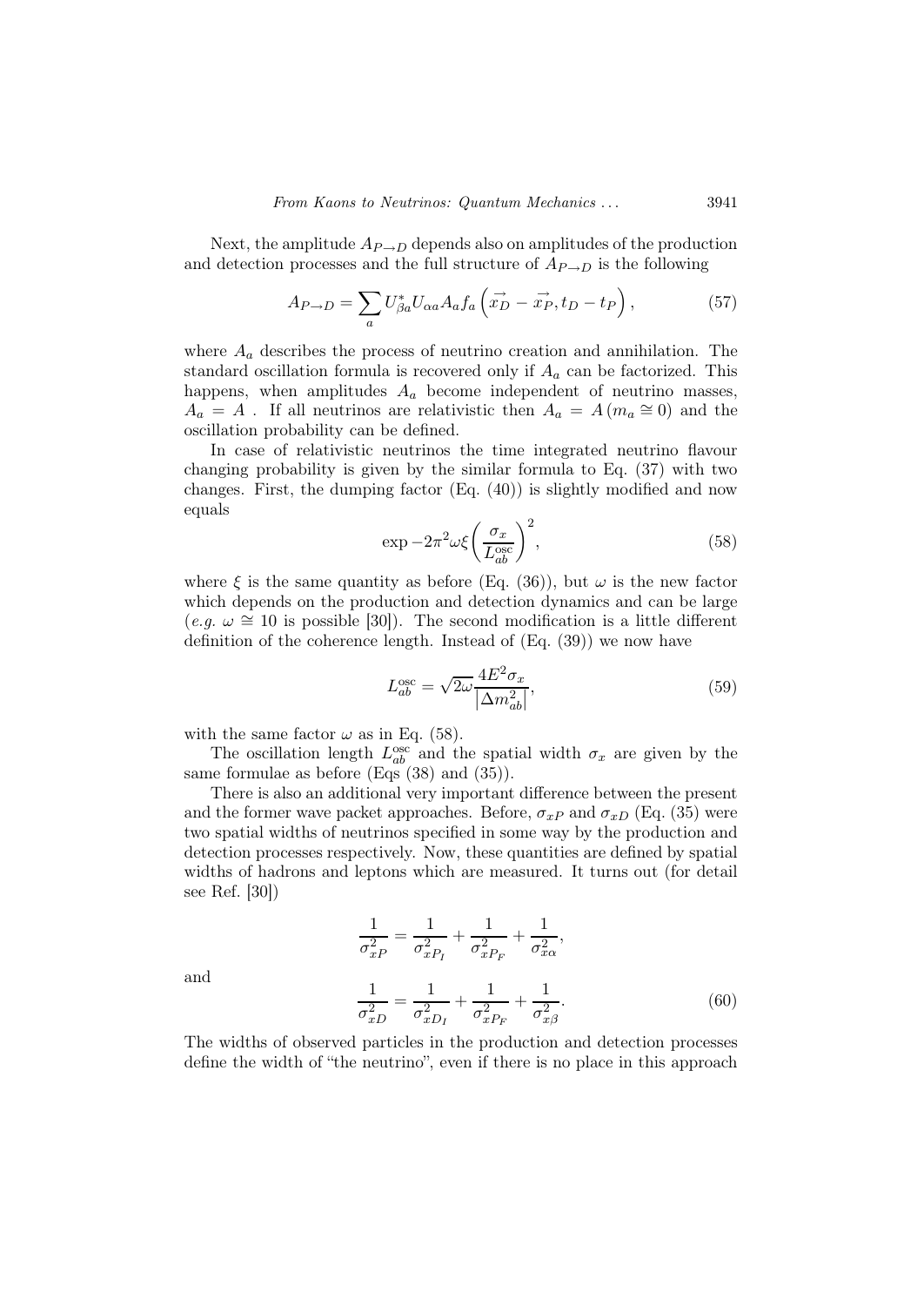Next, the amplitude $A_{P\to D}$ depends also on amplitudes of the production and detection processes and the full structure of $A_{P\to D}$ is the following

$$A_{P\to D} = \sum_a U^*_{\beta a} U_{\alpha a} A_a f_a\left(\vec{x_D} - \vec{x_P}, t_D - t_P\right), \tag{57}$$

where $A_a$ describes the process of neutrino creation and annihilation. The standard oscillation formula is recovered only if $A_a$ can be factorized. This happens, when amplitudes $A_a$ become independent of neutrino masses, $A_a = A$ . If all neutrinos are relativistic then $A_a = A\left(m_a \cong 0\right)$ and the oscillation probability can be defined.

In case of relativistic neutrinos the time integrated neutrino flavour changing probability is given by the similar formula to Eq. (37) with two changes. First, the dumping factor (Eq. (40)) is slightly modified and now equals

$$\exp -2\pi^2 \omega \xi \left(\frac{\sigma_x}{L^{\rm osc}_{ab}}\right)^2, \tag{58}$$

where $\xi$ is the same quantity as before (Eq. (36)), but $\omega$ is the new factor which depends on the production and detection dynamics and can be large (*e.g.* $\omega \cong 10$ is possible [30]). The second modification is a little different definition of the coherence length. Instead of (Eq. (39)) we now have

$$L^{\rm osc}_{ab} = \sqrt{2\omega}\frac{4E^2\sigma_x}{\left|\Delta m^2_{ab}\right|}, \tag{59}$$

with the same factor $\omega$ as in Eq. (58).

The oscillation length $L^{\rm osc}_{ab}$ and the spatial width $\sigma_x$ are given by the same formulae as before (Eqs (38) and (35)).

There is also an additional very important difference between the present and the former wave packet approaches. Before, $\sigma_{xP}$ and $\sigma_{xD}$ (Eq. (35) were two spatial widths of neutrinos specified in some way by the production and detection processes respectively. Now, these quantities are defined by spatial widths of hadrons and leptons which are measured. It turns out (for detail see Ref. [30])

$$\frac{1}{\sigma^2_{xP}} = \frac{1}{\sigma^2_{xP_I}} + \frac{1}{\sigma^2_{xP_F}} + \frac{1}{\sigma^2_{x\alpha}},$$

and

$$\frac{1}{\sigma^2_{xD}} = \frac{1}{\sigma^2_{xD_I}} + \frac{1}{\sigma^2_{xP_F}} + \frac{1}{\sigma^2_{x\beta}}. \tag{60}$$

The widths of observed particles in the production and detection processes define the width of "the neutrino", even if there is no place in this approach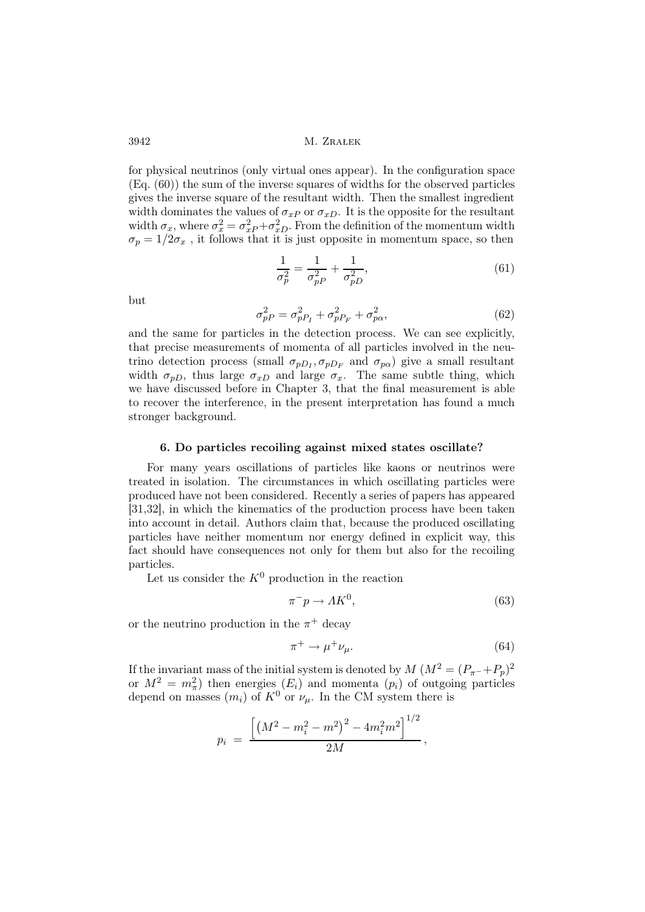for physical neutrinos (only virtual ones appear). In the configuration space (Eq. (60)) the sum of the inverse squares of widths for the observed particles gives the inverse square of the resultant width. Then the smallest ingredient width dominates the values of $\sigma_{xP}$ or $\sigma_{xD}$. It is the opposite for the resultant width $\sigma_x$, where $\sigma_x^2 = \sigma_{xP}^2 + \sigma_{xD}^2$. From the definition of the momentum width $\sigma_p = 1/2\sigma_x$ , it follows that it is just opposite in momentum space, so then

$$\frac{1}{\sigma_p^2} = \frac{1}{\sigma_{pP}^2} + \frac{1}{\sigma_{pD}^2}, \tag{61}$$

but

$$\sigma_{pP}^2 = \sigma_{pP_I}^2 + \sigma_{pP_F}^2 + \sigma_{p\alpha}^2, \tag{62}$$

and the same for particles in the detection process. We can see explicitly, that precise measurements of momenta of all particles involved in the neutrino detection process (small $\sigma_{pD_I}, \sigma_{pD_F}$ and $\sigma_{p\alpha}$) give a small resultant width $\sigma_{pD}$, thus large $\sigma_{xD}$ and large $\sigma_x$. The same subtle thing, which we have discussed before in Chapter 3, that the final measurement is able to recover the interference, in the present interpretation has found a much stronger background.

## 6. Do particles recoiling against mixed states oscillate?

For many years oscillations of particles like kaons or neutrinos were treated in isolation. The circumstances in which oscillating particles were produced have not been considered. Recently a series of papers has appeared [31,32], in which the kinematics of the production process have been taken into account in detail. Authors claim that, because the produced oscillating particles have neither momentum nor energy defined in explicit way, this fact should have consequences not only for them but also for the recoiling particles.

Let us consider the $K^0$ production in the reaction

$$\pi^- p \to \Lambda K^0, \tag{63}$$

or the neutrino production in the $\pi^+$ decay

$$\pi^+ \to \mu^+ \nu_\mu. \tag{64}$$

If the invariant mass of the initial system is denoted by $M$ ($M^2 = (P_{\pi^-} + P_p)^2$ or $M^2 = m_\pi^2$) then energies ($E_i$) and momenta ($p_i$) of outgoing particles depend on masses ($m_i$) of $K^0$ or $\nu_\mu$. In the CM system there is

$$p_i = \frac{\left[ \left( M^2 - m_i^2 - m^2 \right)^2 - 4 m_i^2 m^2 \right]^{1/2}}{2M},$$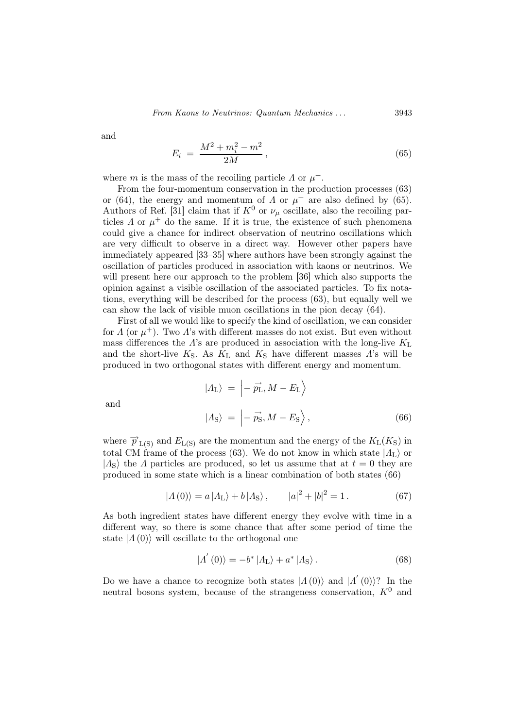and

$$E_i \ = \ \frac{M^2 + m_i^2 - m^2}{2M}\,, \tag{65}$$

where $m$ is the mass of the recoiling particle $\Lambda$ or $\mu^+$.

From the four-momentum conservation in the production processes (63) or (64), the energy and momentum of $\Lambda$ or $\mu^+$ are also defined by (65). Authors of Ref. [31] claim that if $K^0$ or $\nu_\mu$ oscillate, also the recoiling particles $\Lambda$ or $\mu^+$ do the same. If it is true, the existence of such phenomena could give a chance for indirect observation of neutrino oscillations which are very difficult to observe in a direct way. However other papers have immediately appeared [33–35] where authors have been strongly against the oscillation of particles produced in association with kaons or neutrinos. We will present here our approach to the problem [36] which also supports the opinion against a visible oscillation of the associated particles. To fix notations, everything will be described for the process (63), but equally well we can show the lack of visible muon oscillations in the pion decay (64).

First of all we would like to specify the kind of oscillation, we can consider for $\Lambda$ (or $\mu^+$). Two $\Lambda$'s with different masses do not exist. But even without mass differences the $\Lambda$'s are produced in association with the long-live $K_{\rm L}$ and the short-live $K_{\rm S}$. As $K_{\rm L}$ and $K_{\rm S}$ have different masses $\Lambda$'s will be produced in two orthogonal states with different energy and momentum.

$$|\Lambda_{\rm L}\rangle \ = \ \left|-\vec{p_{\rm L}}, M - E_{\rm L}\right\rangle$$

and

$$|\Lambda_{\rm S}\rangle \ = \ \left|-\vec{p_{\rm S}}, M - E_{\rm S}\right\rangle, \tag{66}$$

where $\vec{p}_{\rm L(S)}$ and $E_{\rm L(S)}$ are the momentum and the energy of the $K_{\rm L}(K_{\rm S})$ in total CM frame of the process (63). We do not know in which state $|\Lambda_{\rm L}\rangle$ or $|\Lambda_{\rm S}\rangle$ the $\Lambda$ particles are produced, so let us assume that at $t = 0$ they are produced in some state which is a linear combination of both states (66)

$$|\Lambda\,(0)\rangle = a\,|\Lambda_{\rm L}\rangle + b\,|\Lambda_{\rm S}\rangle\,, \qquad |a|^2 + |b|^2 = 1\,. \tag{67}$$

As both ingredient states have different energy they evolve with time in a different way, so there is some chance that after some period of time the state $|\Lambda\,(0)\rangle$ will oscillate to the orthogonal one

$$|\Lambda^{'}\,(0)\rangle = -b^{*}\,|\Lambda_{\rm L}\rangle + a^{*}\,|\Lambda_{\rm S}\rangle\,. \tag{68}$$

Do we have a chance to recognize both states $|\Lambda\,(0)\rangle$ and $|\Lambda^{'}\,(0)\rangle$? In the neutral bosons system, because of the strangeness conservation, $K^0$ and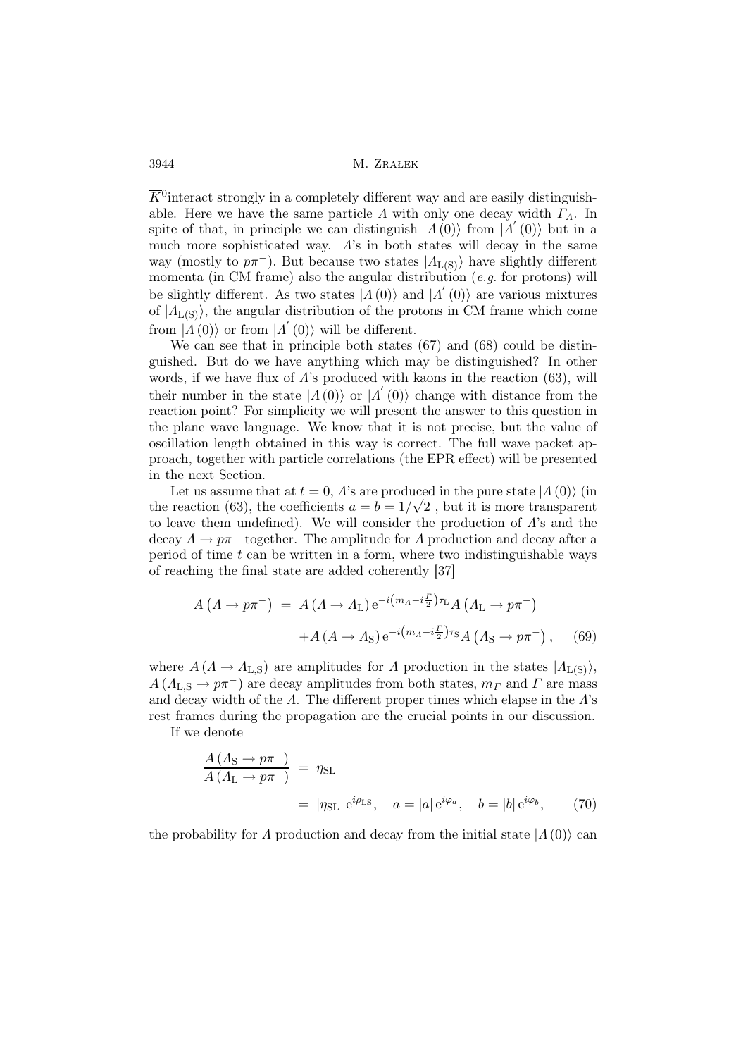$\overline{K}^0$interact strongly in a completely different way and are easily distinguishable. Here we have the same particle $\Lambda$ with only one decay width $\Gamma_\Lambda$. In spite of that, in principle we can distinguish $|\Lambda(0)\rangle$ from $|\Lambda^{'}(0)\rangle$ but in a much more sophisticated way. $\Lambda$'s in both states will decay in the same way (mostly to $p\pi^-$). But because two states $|\Lambda_{\rm L(S)}\rangle$ have slightly different momenta (in CM frame) also the angular distribution (*e.g.* for protons) will be slightly different. As two states $|\Lambda(0)\rangle$ and $|\Lambda^{'}(0)\rangle$ are various mixtures of $|\Lambda_{\rm L(S)}\rangle$, the angular distribution of the protons in CM frame which come from $|\Lambda(0)\rangle$ or from $|\Lambda^{'}(0)\rangle$ will be different.

We can see that in principle both states (67) and (68) could be distinguished. But do we have anything which may be distinguished? In other words, if we have flux of $\Lambda$'s produced with kaons in the reaction (63), will their number in the state $|\Lambda(0)\rangle$ or $|\Lambda^{'}(0)\rangle$ change with distance from the reaction point? For simplicity we will present the answer to this question in the plane wave language. We know that it is not precise, but the value of oscillation length obtained in this way is correct. The full wave packet approach, together with particle correlations (the EPR effect) will be presented in the next Section.

Let us assume that at $t=0$, $\Lambda$'s are produced in the pure state $|\Lambda(0)\rangle$ (in the reaction (63), the coefficients $a=b=1/\sqrt{2}$ , but it is more transparent to leave them undefined). We will consider the production of $\Lambda$'s and the decay $\Lambda \to p\pi^-$ together. The amplitude for $\Lambda$ production and decay after a period of time $t$ can be written in a form, where two indistinguishable ways of reaching the final state are added coherently [37]

$$
\begin{aligned}
A\left(\Lambda \to p\pi^-\right) \;=\; & A\left(\Lambda \to \Lambda_{\rm L}\right) {\rm e}^{-i\left(m_\Lambda - i\frac{\Gamma}{2}\right)\tau_{\rm L}} A\left(\Lambda_{\rm L} \to p\pi^-\right) \\
& + A\left(\Lambda \to \Lambda_{\rm S}\right) {\rm e}^{-i\left(m_\Lambda - i\frac{\Gamma}{2}\right)\tau_{\rm S}} A\left(\Lambda_{\rm S} \to p\pi^-\right), \qquad (69)
\end{aligned}
$$

where $A\left(\Lambda \to \Lambda_{\rm L,S}\right)$ are amplitudes for $\Lambda$ production in the states $|\Lambda_{\rm L(S)}\rangle$, $A\left(\Lambda_{\rm L,S} \to p\pi^-\right)$ are decay amplitudes from both states, $m_\Gamma$ and $\Gamma$ are mass and decay width of the $\Lambda$. The different proper times which elapse in the $\Lambda$'s rest frames during the propagation are the crucial points in our discussion.

If we denote

$$
\begin{aligned}
\frac{A\left(\Lambda_{\rm S} \to p\pi^-\right)}{A\left(\Lambda_{\rm L} \to p\pi^-\right)} \;=\; & \eta_{\rm SL} \\
=\; & |\eta_{\rm SL}|\, {\rm e}^{i\rho_{\rm LS}}, \quad a=|a|\,{\rm e}^{i\varphi_a}, \quad b=|b|\,{\rm e}^{i\varphi_b}, \qquad (70)
\end{aligned}
$$

the probability for $\Lambda$ production and decay from the initial state $|\Lambda(0)\rangle$ can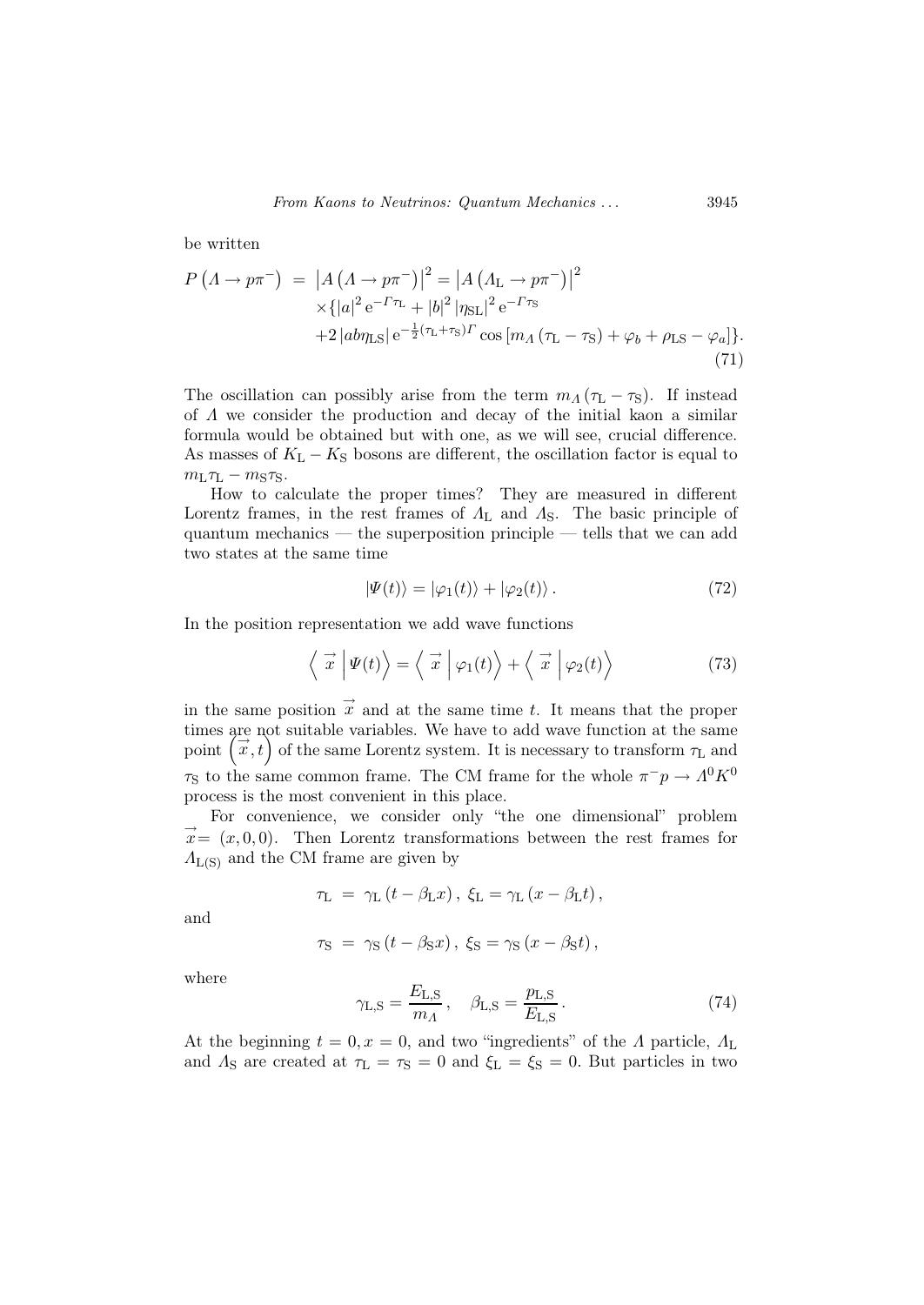be written

$$
\begin{aligned}
P\left(\Lambda \to p\pi^-\right) &= \left|A\left(\Lambda \to p\pi^-\right)\right|^2 = \left|A\left(\Lambda_{\rm L} \to p\pi^-\right)\right|^2 \\
&\times\{|a|^2\,{\rm e}^{-\Gamma\tau_{\rm L}} + |b|^2\,|\eta_{\rm SL}|^2\,{\rm e}^{-\Gamma\tau_{\rm S}} \\
&+2\,|ab\eta_{\rm LS}|\,{\rm e}^{-\frac{1}{2}(\tau_{\rm L}+\tau_{\rm S})\Gamma}\cos\left[m_\Lambda\left(\tau_{\rm L}-\tau_{\rm S}\right)+\varphi_b+\rho_{\rm LS}-\varphi_a\right]\}.
\end{aligned}
\tag{71}
$$

The oscillation can possibly arise from the term $m_\Lambda(\tau_{\rm L}-\tau_{\rm S})$. If instead of $\Lambda$ we consider the production and decay of the initial kaon a similar formula would be obtained but with one, as we will see, crucial difference. As masses of $K_{\rm L}-K_{\rm S}$ bosons are different, the oscillation factor is equal to $m_{\rm L}\tau_{\rm L}-m_{\rm S}\tau_{\rm S}$.

How to calculate the proper times? They are measured in different Lorentz frames, in the rest frames of $\Lambda_{\rm L}$ and $\Lambda_{\rm S}$. The basic principle of quantum mechanics — the superposition principle — tells that we can add two states at the same time

$$
|\Psi(t)\rangle = |\varphi_1(t)\rangle + |\varphi_2(t)\rangle\,. \tag{72}
$$

In the position representation we add wave functions

$$
\left\langle \vec{x}\,\middle|\Psi(t)\right\rangle = \left\langle \vec{x}\,\middle|\varphi_1(t)\right\rangle + \left\langle \vec{x}\,\middle|\varphi_2(t)\right\rangle \tag{73}
$$

in the same position $\vec{x}$ and at the same time $t$. It means that the proper times are not suitable variables. We have to add wave function at the same point $\left(\vec{x},t\right)$ of the same Lorentz system. It is necessary to transform $\tau_{\rm L}$ and $\tau_{\rm S}$ to the same common frame. The CM frame for the whole $\pi^-p\to\Lambda^0K^0$ process is the most convenient in this place.

For convenience, we consider only "the one dimensional" problem $\vec{x}=(x,0,0)$. Then Lorentz transformations between the rest frames for $\Lambda_{\rm L(S)}$ and the CM frame are given by

$$
\tau_{\rm L} = \gamma_{\rm L}\left(t-\beta_{\rm L}x\right),\; \xi_{\rm L} = \gamma_{\rm L}\left(x-\beta_{\rm L}t\right),
$$

and

$$
\tau_{\rm S} = \gamma_{\rm S}\left(t-\beta_{\rm S}x\right),\; \xi_{\rm S} = \gamma_{\rm S}\left(x-\beta_{\rm S}t\right),
$$

where

$$
\gamma_{\rm L,S} = \frac{E_{\rm L,S}}{m_\Lambda}\,, \quad \beta_{\rm L,S} = \frac{p_{\rm L,S}}{E_{\rm L,S}}\,. \tag{74}
$$

At the beginning $t=0, x=0$, and two "ingredients" of the $\Lambda$ particle, $\Lambda_{\rm L}$ and $\Lambda_{\rm S}$ are created at $\tau_{\rm L}=\tau_{\rm S}=0$ and $\xi_{\rm L}=\xi_{\rm S}=0$. But particles in two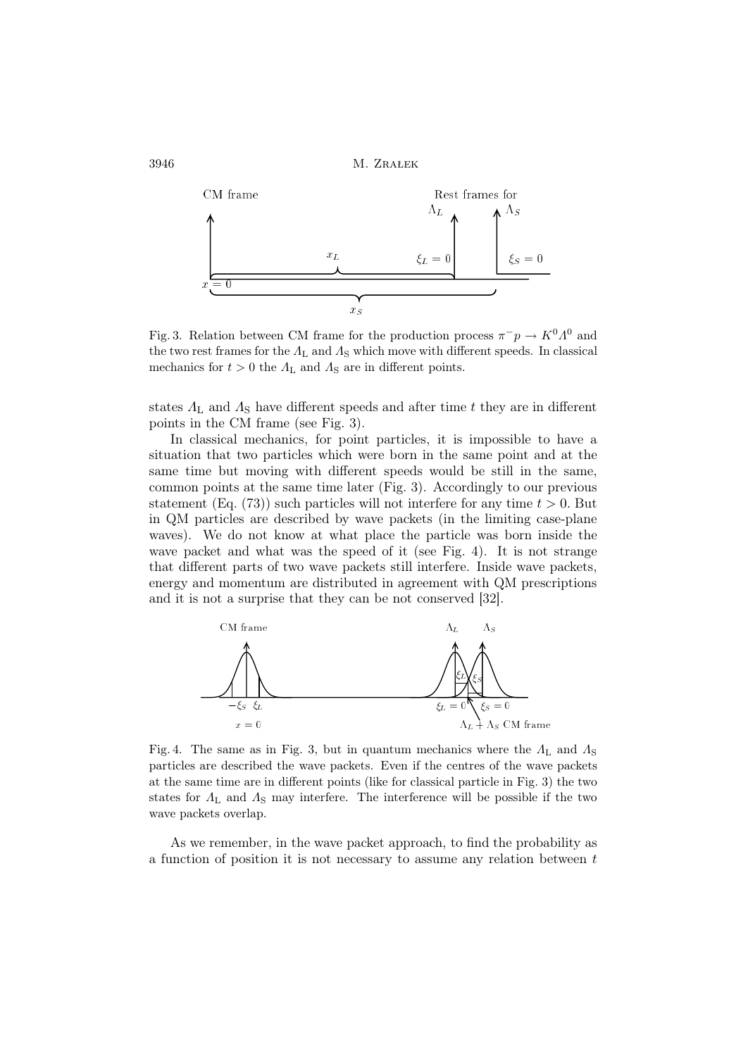Fig. 3. Relation between CM frame for the production process $\pi^- p \to K^0 \Lambda^0$ and the two rest frames for the $\Lambda_L$ and $\Lambda_S$ which move with different speeds. In classical mechanics for $t > 0$ the $\Lambda_L$ and $\Lambda_S$ are in different points.

states $\Lambda_L$ and $\Lambda_S$ have different speeds and after time $t$ they are in different points in the CM frame (see Fig. 3).

In classical mechanics, for point particles, it is impossible to have a situation that two particles which were born in the same point and at the same time but moving with different speeds would be still in the same, common points at the same time later (Fig. 3). Accordingly to our previous statement (Eq. (73)) such particles will not interfere for any time $t > 0$. But in QM particles are described by wave packets (in the limiting case-plane waves). We do not know at what place the particle was born inside the wave packet and what was the speed of it (see Fig. 4). It is not strange that different parts of two wave packets still interfere. Inside wave packets, energy and momentum are distributed in agreement with QM prescriptions and it is not a surprise that they can be not conserved [32].

Fig. 4. The same as in Fig. 3, but in quantum mechanics where the $\Lambda_L$ and $\Lambda_S$ particles are described the wave packets. Even if the centres of the wave packets at the same time are in different points (like for classical particle in Fig. 3) the two states for $\Lambda_L$ and $\Lambda_S$ may interfere. The interference will be possible if the two wave packets overlap.

As we remember, in the wave packet approach, to find the probability as a function of position it is not necessary to assume any relation between $t$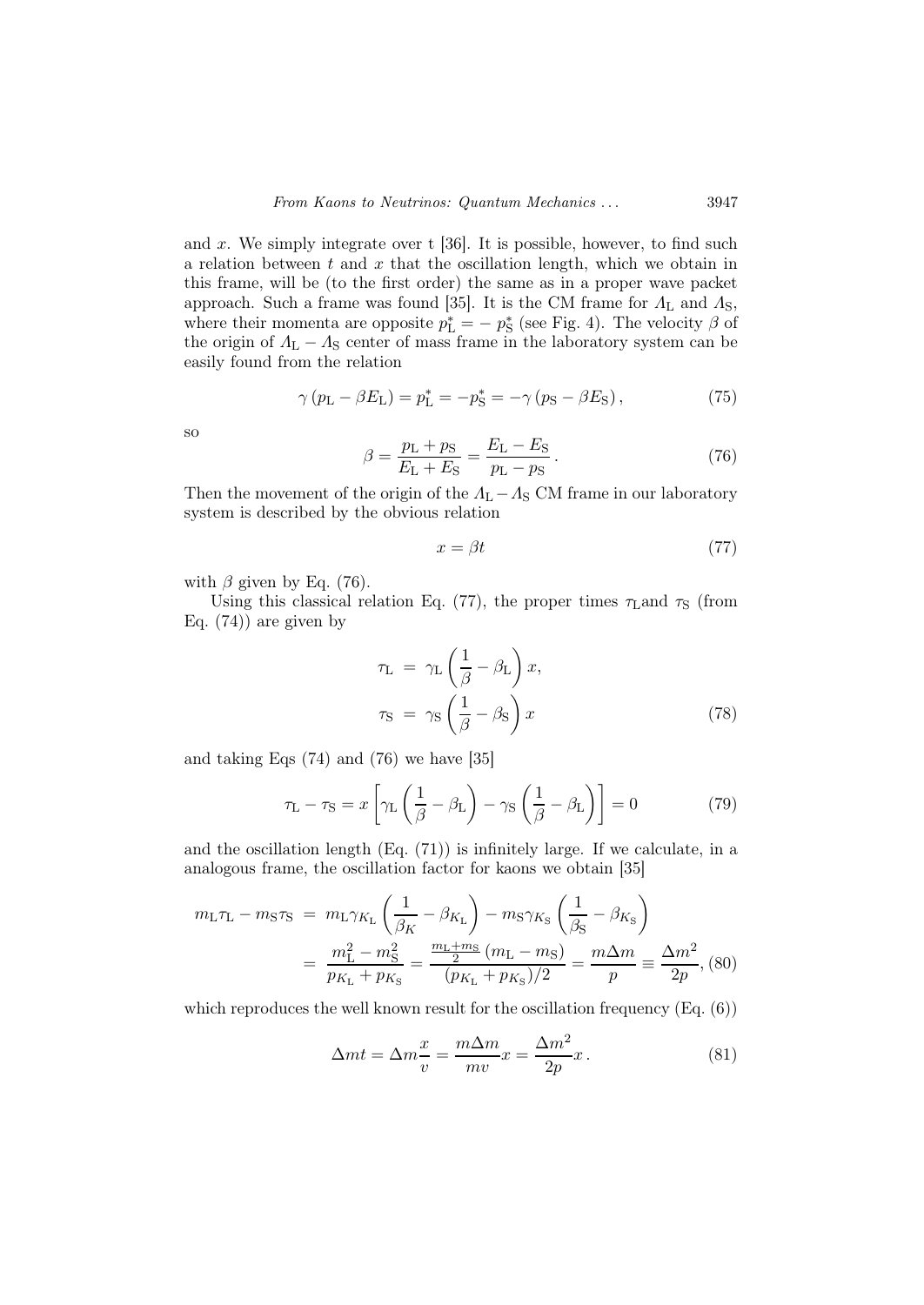and $x$. We simply integrate over t [36]. It is possible, however, to find such a relation between $t$ and $x$ that the oscillation length, which we obtain in this frame, will be (to the first order) the same as in a proper wave packet approach. Such a frame was found [35]. It is the CM frame for $\Lambda_{\rm L}$ and $\Lambda_{\rm S}$, where their momenta are opposite $p^*_{\rm L} = -\, p^*_{\rm S}$ (see Fig. 4). The velocity $\beta$ of the origin of $\Lambda_{\rm L} - \Lambda_{\rm S}$ center of mass frame in the laboratory system can be easily found from the relation

$$\gamma \left( p_{\rm L} - \beta E_{\rm L} \right) = p^*_{\rm L} = -p^*_{\rm S} = -\gamma \left( p_{\rm S} - \beta E_{\rm S} \right), \tag{75}$$

so

$$\beta = \frac{p_{\rm L} + p_{\rm S}}{E_{\rm L} + E_{\rm S}} = \frac{E_{\rm L} - E_{\rm S}}{p_{\rm L} - p_{\rm S}}\,. \tag{76}$$

Then the movement of the origin of the $\Lambda_{\rm L} - \Lambda_{\rm S}$ CM frame in our laboratory system is described by the obvious relation

$$x = \beta t \tag{77}$$

with $\beta$ given by Eq. (76).

Using this classical relation Eq. (77), the proper times $\tau_{\rm L}$and $\tau_{\rm S}$ (from Eq. (74)) are given by

$$\begin{aligned}
\tau_{\rm L} &= \gamma_{\rm L} \left( \frac{1}{\beta} - \beta_{\rm L} \right) x, \\
\tau_{\rm S} &= \gamma_{\rm S} \left( \frac{1}{\beta} - \beta_{\rm S} \right) x
\end{aligned} \tag{78}$$

and taking Eqs (74) and (76) we have [35]

$$\tau_{\rm L} - \tau_{\rm S} = x \left[ \gamma_{\rm L} \left( \frac{1}{\beta} - \beta_{\rm L} \right) - \gamma_{\rm S} \left( \frac{1}{\beta} - \beta_{\rm L} \right) \right] = 0 \tag{79}$$

and the oscillation length (Eq. (71)) is infinitely large. If we calculate, in a analogous frame, the oscillation factor for kaons we obtain [35]

$$\begin{aligned}
m_{\rm L}\tau_{\rm L} - m_{\rm S}\tau_{\rm S} &= m_{\rm L}\gamma_{K_{\rm L}} \left( \frac{1}{\beta_K} - \beta_{K_{\rm L}} \right) - m_{\rm S}\gamma_{K_{\rm S}} \left( \frac{1}{\beta_{\rm S}} - \beta_{K_{\rm S}} \right) \\
&= \frac{m^2_{\rm L} - m^2_{\rm S}}{p_{K_{\rm L}} + p_{K_{\rm S}}} = \frac{\frac{m_{\rm L} + m_{\rm S}}{2} \left( m_{\rm L} - m_{\rm S} \right)}{(p_{K_{\rm L}} + p_{K_{\rm S}})/2} = \frac{m \Delta m}{p} \equiv \frac{\Delta m^2}{2p},
\end{aligned} \tag{80}$$

which reproduces the well known result for the oscillation frequency (Eq. (6))

$$\Delta m t = \Delta m \frac{x}{v} = \frac{m \Delta m}{m v} x = \frac{\Delta m^2}{2p} x\,. \tag{81}$$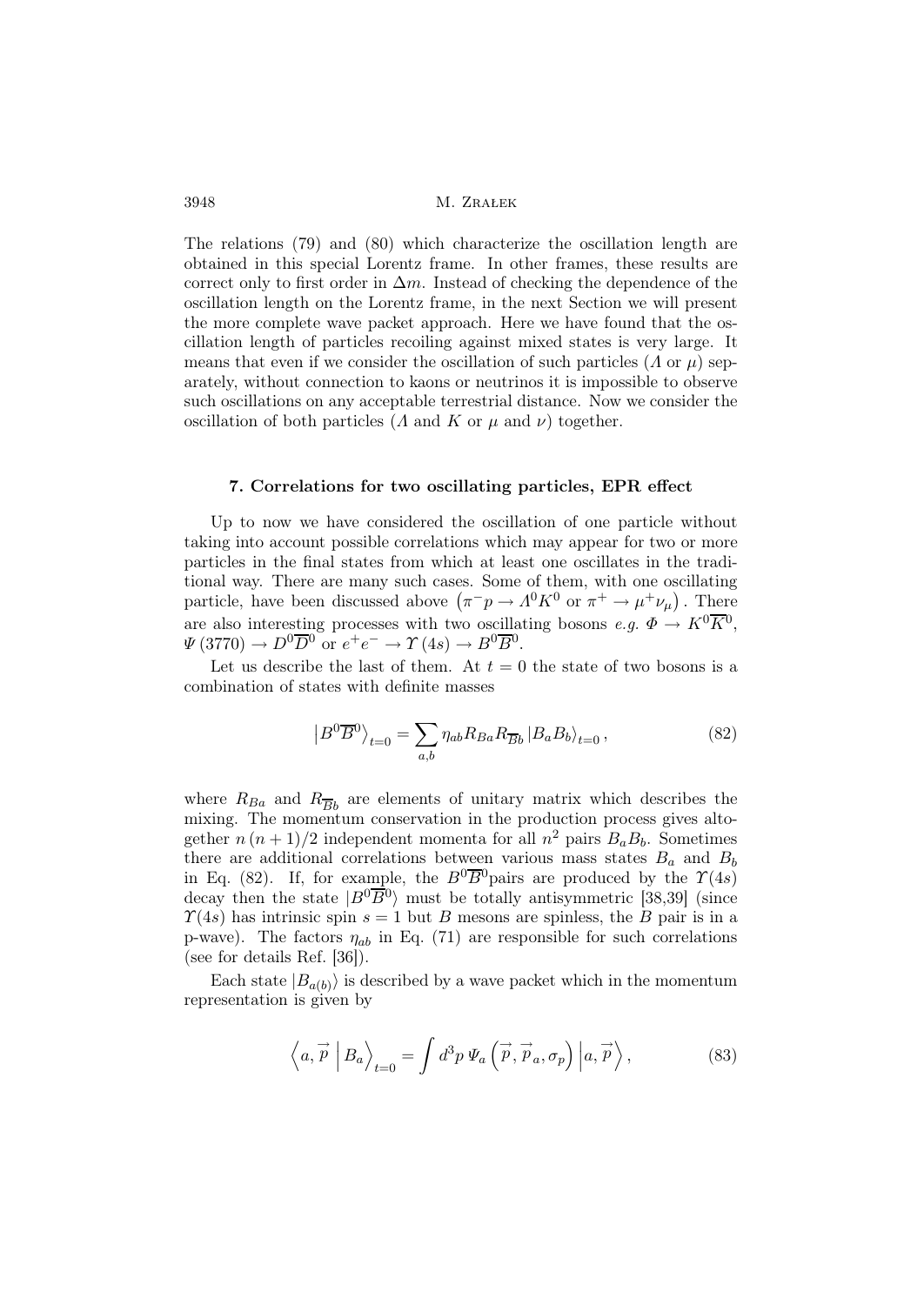The relations (79) and (80) which characterize the oscillation length are obtained in this special Lorentz frame. In other frames, these results are correct only to first order in $\Delta m$. Instead of checking the dependence of the oscillation length on the Lorentz frame, in the next Section we will present the more complete wave packet approach. Here we have found that the oscillation length of particles recoiling against mixed states is very large. It means that even if we consider the oscillation of such particles ($\Lambda$ or $\mu$) separately, without connection to kaons or neutrinos it is impossible to observe such oscillations on any acceptable terrestrial distance. Now we consider the oscillation of both particles ($\Lambda$ and $K$ or $\mu$ and $\nu$) together.

### 7. Correlations for two oscillating particles, EPR effect

Up to now we have considered the oscillation of one particle without taking into account possible correlations which may appear for two or more particles in the final states from which at least one oscillates in the traditional way. There are many such cases. Some of them, with one oscillating particle, have been discussed above $\left(\pi^- p \to \Lambda^0 K^0 \text{ or } \pi^+ \to \mu^+ \nu_\mu\right)$. There are also interesting processes with two oscillating bosons *e.g.* $\Phi \to K^0 \overline{K}^0$, $\Psi\left(3770\right) \to D^0 \overline{D}^0$ or $e^+ e^- \to \Upsilon\left(4s\right) \to B^0 \overline{B}^0$.

Let us describe the last of them. At $t = 0$ the state of two bosons is a combination of states with definite masses

$$\left|B^0 \overline{B}^0\right\rangle_{t=0} = \sum_{a,b} \eta_{ab} R_{Ba} R_{\overline{B}b} \left|B_a B_b\right\rangle_{t=0}, \tag{82}$$

where $R_{Ba}$ and $R_{\overline{B}b}$ are elements of unitary matrix which describes the mixing. The momentum conservation in the production process gives altogether $n\left(n+1\right)/2$ independent momenta for all $n^2$ pairs $B_a B_b$. Sometimes there are additional correlations between various mass states $B_a$ and $B_b$ in Eq. (82). If, for example, the $B^0 \overline{B}^0$pairs are produced by the $\Upsilon(4s)$ decay then the state $|B^0 \overline{B}^0\rangle$ must be totally antisymmetric [38,39] (since $\Upsilon(4s)$ has intrinsic spin $s = 1$ but $B$ mesons are spinless, the $B$ pair is in a p-wave). The factors $\eta_{ab}$ in Eq. (71) are responsible for such correlations (see for details Ref. [36]).

Each state $|B_{a(b)}\rangle$ is described by a wave packet which in the momentum representation is given by

$$\left\langle a, \vec{p} \,\middle|\, B_a \right\rangle_{t=0} = \int d^3 p \, \Psi_a\left(\vec{p}, \vec{p}_a, \sigma_p\right) \left|a, \vec{p}\right\rangle, \tag{83}$$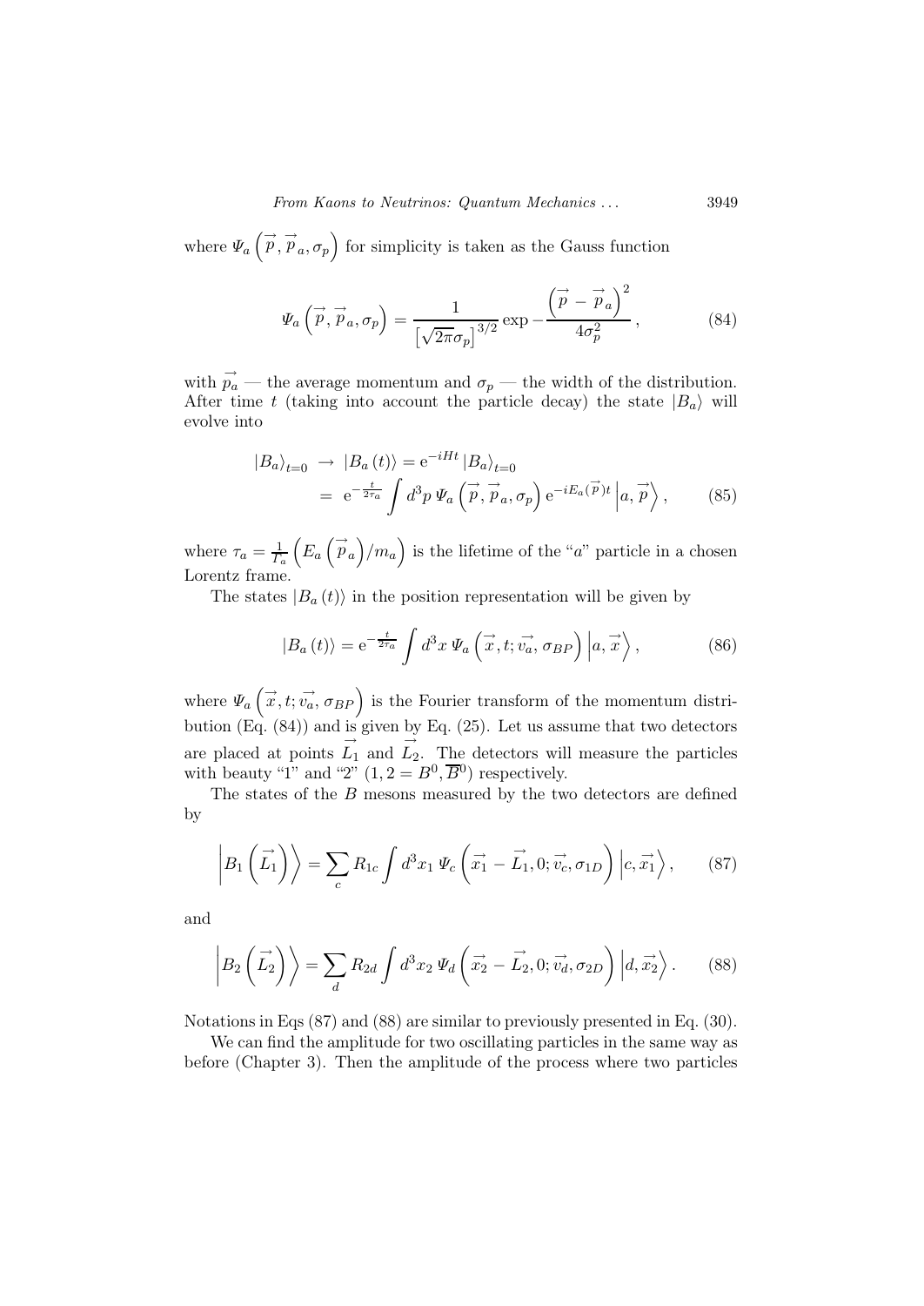where $\Psi_a\left(\vec{p}, \vec{p}_a, \sigma_p\right)$ for simplicity is taken as the Gauss function

$$\Psi_a\left(\vec{p}, \vec{p}_a, \sigma_p\right) = \frac{1}{\left[\sqrt{2\pi}\sigma_p\right]^{3/2}} \exp -\frac{\left(\vec{p} - \vec{p}_a\right)^2}{4\sigma_p^2}, \tag{84}$$

with $\vec{p_a}$ — the average momentum and $\sigma_p$ — the width of the distribution. After time $t$ (taking into account the particle decay) the state $|B_a\rangle$ will evolve into

$$\begin{aligned} |B_a\rangle_{t=0} &\rightarrow |B_a(t)\rangle = \mathrm{e}^{-iHt} |B_a\rangle_{t=0} \\ &= \mathrm{e}^{-\frac{t}{2\tau_a}} \int d^3p \, \Psi_a\left(\vec{p}, \vec{p}_a, \sigma_p\right) \mathrm{e}^{-iE_a(\vec{p})t} \left|a, \vec{p}\right\rangle, \end{aligned} \tag{85}$$

where $\tau_a = \frac{1}{\Gamma_a}\left(E_a\left(\vec{p}_a\right)/m_a\right)$ is the lifetime of the "$a$" particle in a chosen Lorentz frame.

The states $|B_a(t)\rangle$ in the position representation will be given by

$$|B_a(t)\rangle = \mathrm{e}^{-\frac{t}{2\tau_a}} \int d^3x \, \Psi_a\left(\vec{x}, t; \vec{v_a}, \sigma_{BP}\right) \left|a, \vec{x}\right\rangle, \tag{86}$$

where $\Psi_a\left(\vec{x}, t; \vec{v_a}, \sigma_{BP}\right)$ is the Fourier transform of the momentum distribution (Eq. (84)) and is given by Eq. (25). Let us assume that two detectors are placed at points $\vec{L_1}$ and $\vec{L_2}$. The detectors will measure the particles with beauty "1" and "2" ($1, 2 = B^0, \overline{B}^0$) respectively.

The states of the $B$ mesons measured by the two detectors are defined by

$$\left|B_1\left(\vec{L_1}\right)\right\rangle = \sum_c R_{1c} \int d^3x_1 \, \Psi_c\left(\vec{x_1} - \vec{L_1}, 0; \vec{v_c}, \sigma_{1D}\right) \left|c, \vec{x_1}\right\rangle, \tag{87}$$

and

$$\left|B_2\left(\vec{L_2}\right)\right\rangle = \sum_d R_{2d} \int d^3x_2 \, \Psi_d\left(\vec{x_2} - \vec{L_2}, 0; \vec{v_d}, \sigma_{2D}\right) \left|d, \vec{x_2}\right\rangle. \tag{88}$$

Notations in Eqs (87) and (88) are similar to previously presented in Eq. (30).

We can find the amplitude for two oscillating particles in the same way as before (Chapter 3). Then the amplitude of the process where two particles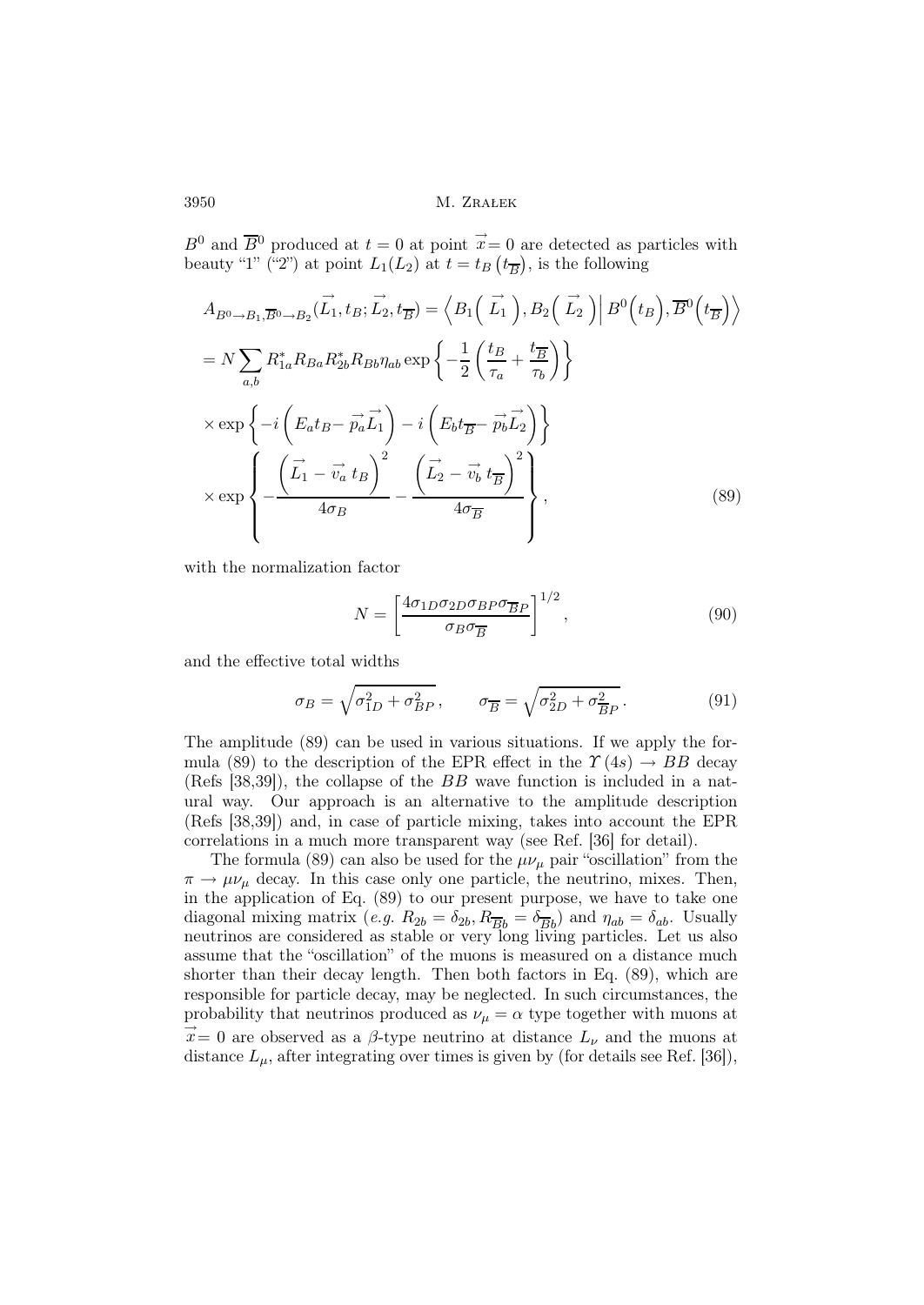$B^0$ and $\overline{B}^0$ produced at $t = 0$ at point $\vec{x} = 0$ are detected as particles with beauty "1" ("2") at point $L_1(L_2)$ at $t = t_B\left(t_{\overline{B}}\right)$, is the following

$$
\begin{aligned}
A_{B^0 \to B_1, \overline{B}^0 \to B_2}(\vec{L_1}, t_B; \vec{L_2}, t_{\overline{B}}) &= \left\langle B_1\left(\vec{L_1}\right), B_2\left(\vec{L_2}\right) \middle| B^0\left(t_B\right), \overline{B}^0\left(t_{\overline{B}}\right) \right\rangle \\
&= N \sum_{a,b} R_{1a}^* R_{Ba} R_{2b}^* R_{Bb} \eta_{ab} \exp\left\{ -\frac{1}{2}\left( \frac{t_B}{\tau_a} + \frac{t_{\overline{B}}}{\tau_b} \right) \right\} \\
&\times \exp\left\{ -i\left( E_a t_B - \vec{p_a}\vec{L_1} \right) - i\left( E_b t_{\overline{B}} - \vec{p_b}\vec{L_2} \right) \right\} \\
&\times \exp\left\{ -\frac{\left( \vec{L_1} - \vec{v_a}\, t_B \right)^2}{4\sigma_B} - \frac{\left( \vec{L_2} - \vec{v_b}\, t_{\overline{B}} \right)^2}{4\sigma_{\overline{B}}} \right\},
\end{aligned}
\tag{89}
$$

with the normalization factor

$$
N = \left[ \frac{4\sigma_{1D}\sigma_{2D}\sigma_{BP}\sigma_{\overline{B}P}}{\sigma_B \sigma_{\overline{B}}} \right]^{1/2},
\tag{90}
$$

and the effective total widths

$$
\sigma_B = \sqrt{\sigma_{1D}^2 + \sigma_{BP}^2}, \qquad \sigma_{\overline{B}} = \sqrt{\sigma_{2D}^2 + \sigma_{\overline{B}P}^2}.
\tag{91}
$$

The amplitude (89) can be used in various situations. If we apply the formula (89) to the description of the EPR effect in the $\Upsilon(4s) \to BB$ decay (Refs [38,39]), the collapse of the $BB$ wave function is included in a natural way. Our approach is an alternative to the amplitude description (Refs [38,39]) and, in case of particle mixing, takes into account the EPR correlations in a much more transparent way (see Ref. [36] for detail).

The formula (89) can also be used for the $\mu\nu_\mu$ pair "oscillation" from the $\pi \to \mu\nu_\mu$ decay. In this case only one particle, the neutrino, mixes. Then, in the application of Eq. (89) to our present purpose, we have to take one diagonal mixing matrix (*e.g.* $R_{2b} = \delta_{2b}, R_{\overline{B}b} = \delta_{\overline{B}b}$) and $\eta_{ab} = \delta_{ab}$. Usually neutrinos are considered as stable or very long living particles. Let us also assume that the "oscillation" of the muons is measured on a distance much shorter than their decay length. Then both factors in Eq. (89), which are responsible for particle decay, may be neglected. In such circumstances, the probability that neutrinos produced as $\nu_\mu = \alpha$ type together with muons at $\vec{x} = 0$ are observed as a $\beta$-type neutrino at distance $L_\nu$ and the muons at distance $L_\mu$, after integrating over times is given by (for details see Ref. [36]),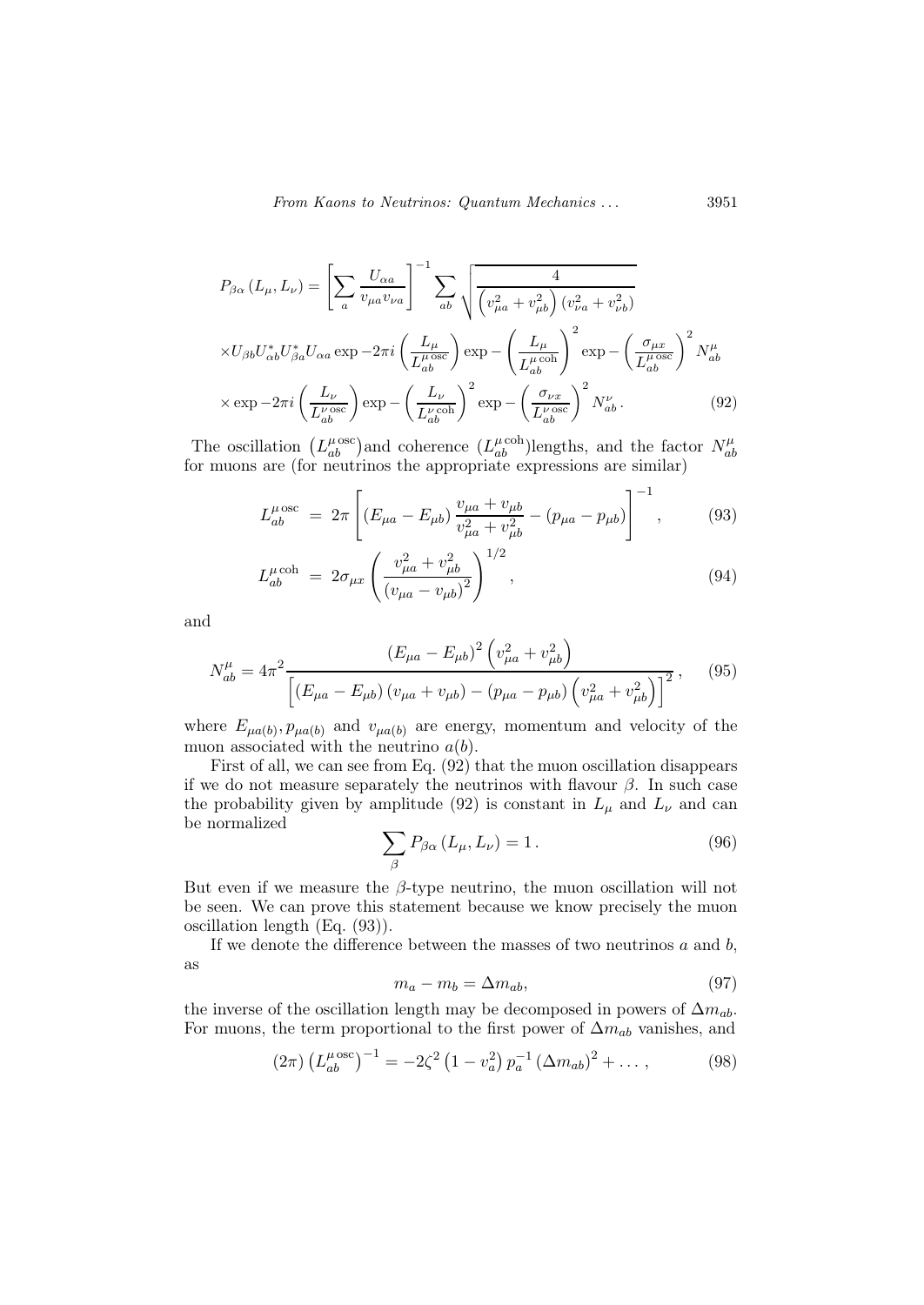$$
\begin{aligned}
P_{\beta\alpha}\left(L_\mu, L_\nu\right) &= \left[\sum_a \frac{U_{\alpha a}}{v_{\mu a} v_{\nu a}}\right]^{-1} \sum_{ab} \sqrt{\frac{4}{\left(v_{\mu a}^2 + v_{\mu b}^2\right)\left(v_{\nu a}^2 + v_{\nu b}^2\right)}} \\
&\times U_{\beta b} U_{\alpha b}^* U_{\beta a}^* U_{\alpha a} \exp -2\pi i \left(\frac{L_\mu}{L_{ab}^{\mu\,\mathrm{osc}}}\right) \exp -\left(\frac{L_\mu}{L_{ab}^{\mu\,\mathrm{coh}}}\right)^2 \exp -\left(\frac{\sigma_{\mu x}}{L_{ab}^{\mu\,\mathrm{osc}}}\right)^2 N_{ab}^\mu \\
&\times \exp -2\pi i \left(\frac{L_\nu}{L_{ab}^{\nu\,\mathrm{osc}}}\right) \exp -\left(\frac{L_\nu}{L_{ab}^{\nu\,\mathrm{coh}}}\right)^2 \exp -\left(\frac{\sigma_{\nu x}}{L_{ab}^{\nu\,\mathrm{osc}}}\right)^2 N_{ab}^\nu \,. \qquad (92)
\end{aligned}
$$

The oscillation $\left(L_{ab}^{\mu\,\mathrm{osc}}\right)$and coherence $(L_{ab}^{\mu\,\mathrm{coh}})$lengths, and the factor $N_{ab}^\mu$ for muons are (for neutrinos the appropriate expressions are similar)

$$
L_{ab}^{\mu\,\mathrm{osc}} = 2\pi \left[\left(E_{\mu a} - E_{\mu b}\right) \frac{v_{\mu a} + v_{\mu b}}{v_{\mu a}^2 + v_{\mu b}^2} - \left(p_{\mu a} - p_{\mu b}\right)\right]^{-1}, \qquad (93)
$$

$$
L_{ab}^{\mu\,\mathrm{coh}} = 2\sigma_{\mu x} \left(\frac{v_{\mu a}^2 + v_{\mu b}^2}{\left(v_{\mu a} - v_{\mu b}\right)^2}\right)^{1/2}, \qquad (94)
$$

and

$$
N_{ab}^\mu = 4\pi^2 \frac{\left(E_{\mu a} - E_{\mu b}\right)^2 \left(v_{\mu a}^2 + v_{\mu b}^2\right)}{\left[\left(E_{\mu a} - E_{\mu b}\right)\left(v_{\mu a} + v_{\mu b}\right) - \left(p_{\mu a} - p_{\mu b}\right)\left(v_{\mu a}^2 + v_{\mu b}^2\right)\right]^2}, \qquad (95)
$$

where $E_{\mu a(b)}, p_{\mu a(b)}$ and $v_{\mu a(b)}$ are energy, momentum and velocity of the muon associated with the neutrino $a(b)$.

First of all, we can see from Eq. (92) that the muon oscillation disappears if we do not measure separately the neutrinos with flavour $\beta$. In such case the probability given by amplitude (92) is constant in $L_\mu$ and $L_\nu$ and can be normalized

$$
\sum_\beta P_{\beta\alpha}\left(L_\mu, L_\nu\right) = 1\,. \qquad (96)
$$

But even if we measure the $\beta$-type neutrino, the muon oscillation will not be seen. We can prove this statement because we know precisely the muon oscillation length (Eq. (93)).

If we denote the difference between the masses of two neutrinos $a$ and $b$, as

$$
m_a - m_b = \Delta m_{ab}, \qquad (97)
$$

the inverse of the oscillation length may be decomposed in powers of $\Delta m_{ab}$. For muons, the term proportional to the first power of $\Delta m_{ab}$ vanishes, and

$$
(2\pi)\left(L_{ab}^{\mu\,\mathrm{osc}}\right)^{-1} = -2\zeta^2\left(1 - v_a^2\right) p_a^{-1}\left(\Delta m_{ab}\right)^2 + \dots\,, \qquad (98)
$$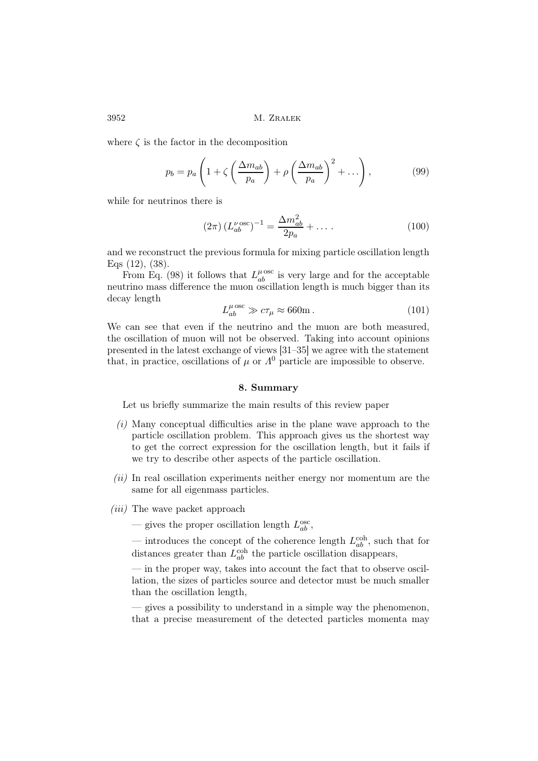where $\zeta$ is the factor in the decomposition

$$p_b = p_a \left( 1 + \zeta \left( \frac{\Delta m_{ab}}{p_a} \right) + \rho \left( \frac{\Delta m_{ab}}{p_a} \right)^2 + \dots \right), \tag{99}$$

while for neutrinos there is

$$(2\pi) \, (L_{ab}^{\nu \, \mathrm{osc}})^{-1} = \frac{\Delta m_{ab}^2}{2 p_a} + \dots \, . \tag{100}$$

and we reconstruct the previous formula for mixing particle oscillation length Eqs (12), (38).

From Eq. (98) it follows that $L_{ab}^{\mu \, \mathrm{osc}}$ is very large and for the acceptable neutrino mass difference the muon oscillation length is much bigger than its decay length

$$L_{ab}^{\mu \, \mathrm{osc}} \gg c\tau_\mu \approx 660 \mathrm{m} \, . \tag{101}$$

We can see that even if the neutrino and the muon are both measured, the oscillation of muon will not be observed. Taking into account opinions presented in the latest exchange of views [31–35] we agree with the statement that, in practice, oscillations of $\mu$ or $\Lambda^0$ particle are impossible to observe.

## 8. Summary

Let us briefly summarize the main results of this review paper

*(i)* Many conceptual difficulties arise in the plane wave approach to the particle oscillation problem. This approach gives us the shortest way to get the correct expression for the oscillation length, but it fails if we try to describe other aspects of the particle oscillation.

*(ii)* In real oscillation experiments neither energy nor momentum are the same for all eigenmass particles.

*(iii)* The wave packet approach

— gives the proper oscillation length $L_{ab}^{\mathrm{osc}}$,

— introduces the concept of the coherence length $L_{ab}^{\mathrm{coh}}$, such that for distances greater than $L_{ab}^{\mathrm{coh}}$ the particle oscillation disappears,

— in the proper way, takes into account the fact that to observe oscillation, the sizes of particles source and detector must be much smaller than the oscillation length,

— gives a possibility to understand in a simple way the phenomenon, that a precise measurement of the detected particles momenta may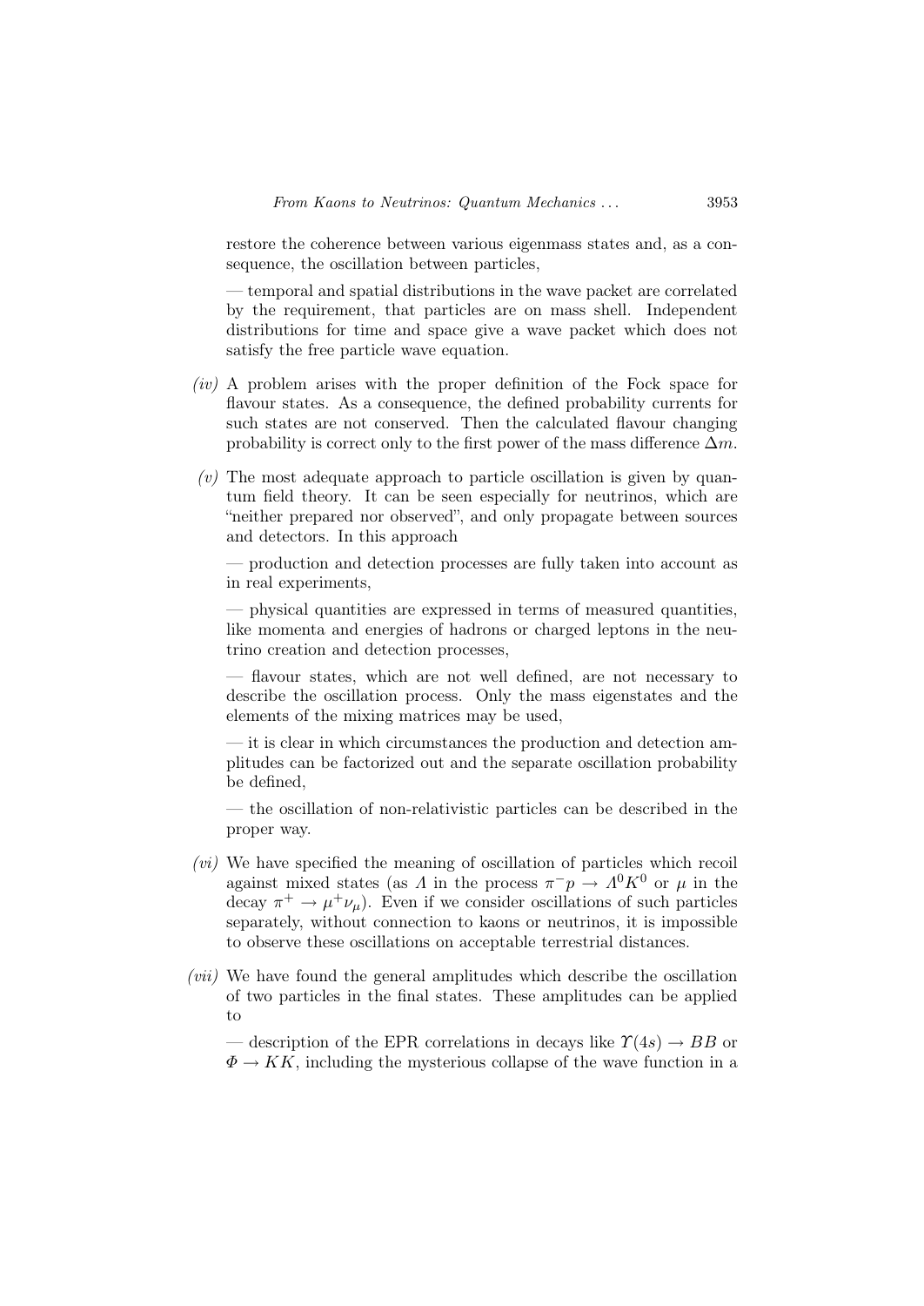restore the coherence between various eigenmass states and, as a consequence, the oscillation between particles,

— temporal and spatial distributions in the wave packet are correlated by the requirement, that particles are on mass shell. Independent distributions for time and space give a wave packet which does not satisfy the free particle wave equation.

*(iv)* A problem arises with the proper definition of the Fock space for flavour states. As a consequence, the defined probability currents for such states are not conserved. Then the calculated flavour changing probability is correct only to the first power of the mass difference $\Delta m$.

*(v)* The most adequate approach to particle oscillation is given by quantum field theory. It can be seen especially for neutrinos, which are "neither prepared nor observed", and only propagate between sources and detectors. In this approach

— production and detection processes are fully taken into account as in real experiments,

— physical quantities are expressed in terms of measured quantities, like momenta and energies of hadrons or charged leptons in the neutrino creation and detection processes,

— flavour states, which are not well defined, are not necessary to describe the oscillation process. Only the mass eigenstates and the elements of the mixing matrices may be used,

— it is clear in which circumstances the production and detection amplitudes can be factorized out and the separate oscillation probability be defined,

— the oscillation of non-relativistic particles can be described in the proper way.

*(vi)* We have specified the meaning of oscillation of particles which recoil against mixed states (as $\Lambda$ in the process $\pi^- p \rightarrow \Lambda^0 K^0$ or $\mu$ in the decay $\pi^+ \rightarrow \mu^+ \nu_\mu$). Even if we consider oscillations of such particles separately, without connection to kaons or neutrinos, it is impossible to observe these oscillations on acceptable terrestrial distances.

*(vii)* We have found the general amplitudes which describe the oscillation of two particles in the final states. These amplitudes can be applied to

— description of the EPR correlations in decays like $\Upsilon(4s) \rightarrow BB$ or $\Phi \rightarrow KK$, including the mysterious collapse of the wave function in a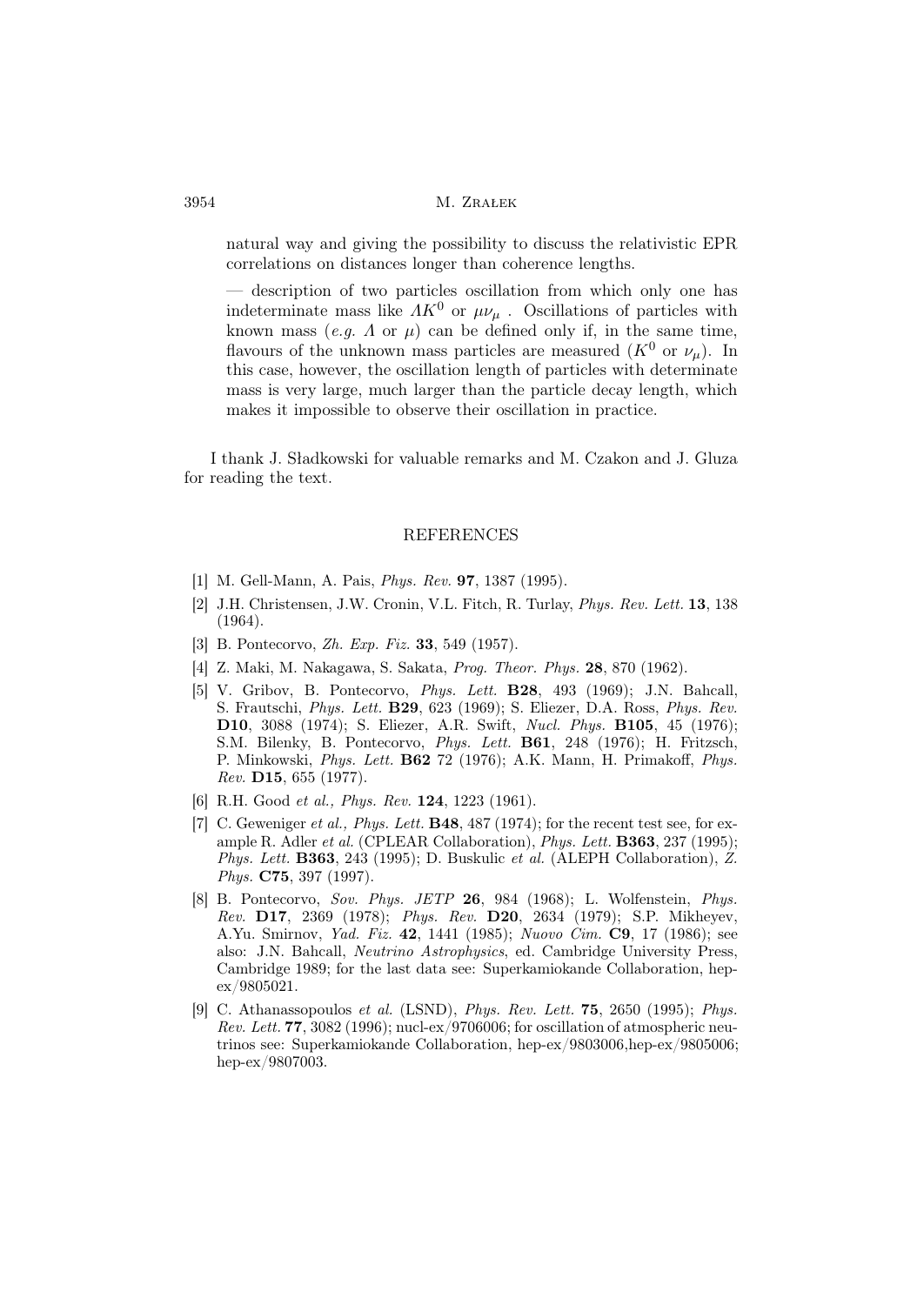natural way and giving the possibility to discuss the relativistic EPR correlations on distances longer than coherence lengths.

— description of two particles oscillation from which only one has indeterminate mass like $\Lambda K^0$ or $\mu\nu_\mu$ . Oscillations of particles with known mass (*e.g.* $\Lambda$ or $\mu$) can be defined only if, in the same time, flavours of the unknown mass particles are measured ($K^0$ or $\nu_\mu$). In this case, however, the oscillation length of particles with determinate mass is very large, much larger than the particle decay length, which makes it impossible to observe their oscillation in practice.

I thank J. Sładkowski for valuable remarks and M. Czakon and J. Gluza for reading the text.

## REFERENCES

[1] M. Gell-Mann, A. Pais, *Phys. Rev.* **97**, 1387 (1995).

[2] J.H. Christensen, J.W. Cronin, V.L. Fitch, R. Turlay, *Phys. Rev. Lett.* **13**, 138 (1964).

[3] B. Pontecorvo, *Zh. Exp. Fiz.* **33**, 549 (1957).

[4] Z. Maki, M. Nakagawa, S. Sakata, *Prog. Theor. Phys.* **28**, 870 (1962).

[5] V. Gribov, B. Pontecorvo, *Phys. Lett.* **B28**, 493 (1969); J.N. Bahcall, S. Frautschi, *Phys. Lett.* **B29**, 623 (1969); S. Eliezer, D.A. Ross, *Phys. Rev.* **D10**, 3088 (1974); S. Eliezer, A.R. Swift, *Nucl. Phys.* **B105**, 45 (1976); S.M. Bilenky, B. Pontecorvo, *Phys. Lett.* **B61**, 248 (1976); H. Fritzsch, P. Minkowski, *Phys. Lett.* **B62** 72 (1976); A.K. Mann, H. Primakoff, *Phys. Rev.* **D15**, 655 (1977).

[6] R.H. Good *et al., Phys. Rev.* **124**, 1223 (1961).

[7] C. Geweniger *et al., Phys. Lett.* **B48**, 487 (1974); for the recent test see, for example R. Adler *et al.* (CPLEAR Collaboration), *Phys. Lett.* **B363**, 237 (1995); *Phys. Lett.* **B363**, 243 (1995); D. Buskulic *et al.* (ALEPH Collaboration), *Z. Phys.* **C75**, 397 (1997).

[8] B. Pontecorvo, *Sov. Phys. JETP* **26**, 984 (1968); L. Wolfenstein, *Phys. Rev.* **D17**, 2369 (1978); *Phys. Rev.* **D20**, 2634 (1979); S.P. Mikheyev, A.Yu. Smirnov, *Yad. Fiz.* **42**, 1441 (1985); *Nuovo Cim.* **C9**, 17 (1986); see also: J.N. Bahcall, *Neutrino Astrophysics*, ed. Cambridge University Press, Cambridge 1989; for the last data see: Superkamiokande Collaboration, hep-ex/9805021.

[9] C. Athanassopoulos *et al.* (LSND), *Phys. Rev. Lett.* **75**, 2650 (1995); *Phys. Rev. Lett.* **77**, 3082 (1996); nucl-ex/9706006; for oscillation of atmospheric neutrinos see: Superkamiokande Collaboration, hep-ex/9803006,hep-ex/9805006; hep-ex/9807003.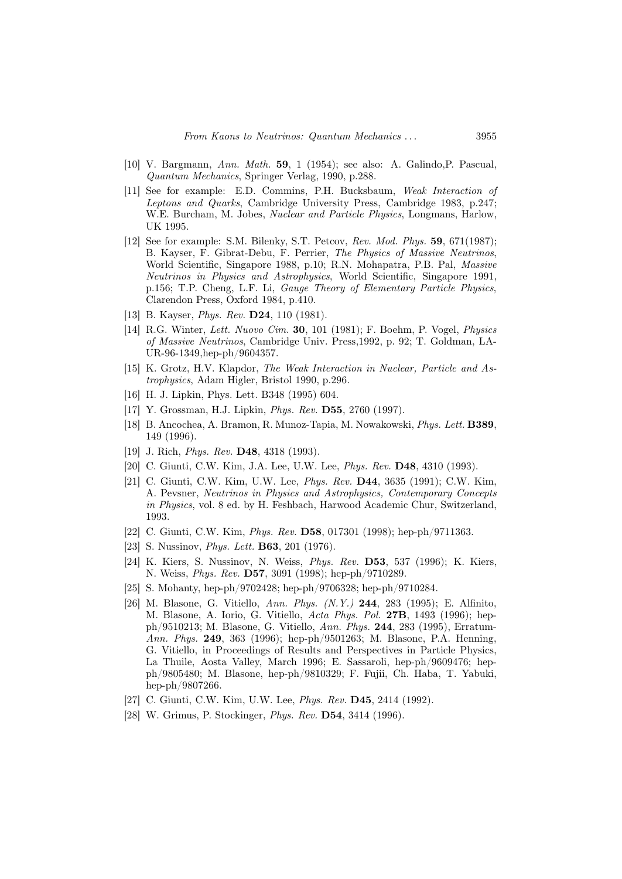[10] V. Bargmann, *Ann. Math.* **59**, 1 (1954); see also: A. Galindo,P. Pascual, *Quantum Mechanics*, Springer Verlag, 1990, p.288.

[11] See for example: E.D. Commins, P.H. Bucksbaum, *Weak Interaction of Leptons and Quarks*, Cambridge University Press, Cambridge 1983, p.247; W.E. Burcham, M. Jobes, *Nuclear and Particle Physics*, Longmans, Harlow, UK 1995.

[12] See for example: S.M. Bilenky, S.T. Petcov, *Rev. Mod. Phys.* **59**, 671(1987); B. Kayser, F. Gibrat-Debu, F. Perrier, *The Physics of Massive Neutrinos*, World Scientific, Singapore 1988, p.10; R.N. Mohapatra, P.B. Pal, *Massive Neutrinos in Physics and Astrophysics*, World Scientific, Singapore 1991, p.156; T.P. Cheng, L.F. Li, *Gauge Theory of Elementary Particle Physics*, Clarendon Press, Oxford 1984, p.410.

[13] B. Kayser, *Phys. Rev.* **D24**, 110 (1981).

[14] R.G. Winter, *Lett. Nuovo Cim.* **30**, 101 (1981); F. Boehm, P. Vogel, *Physics of Massive Neutrinos*, Cambridge Univ. Press,1992, p. 92; T. Goldman, LA-UR-96-1349,hep-ph/9604357.

[15] K. Grotz, H.V. Klapdor, *The Weak Interaction in Nuclear, Particle and Astrophysics*, Adam Higler, Bristol 1990, p.296.

[16] H. J. Lipkin, Phys. Lett. B348 (1995) 604.

[17] Y. Grossman, H.J. Lipkin, *Phys. Rev.* **D55**, 2760 (1997).

[18] B. Ancochea, A. Bramon, R. Munoz-Tapia, M. Nowakowski, *Phys. Lett.* **B389**, 149 (1996).

[19] J. Rich, *Phys. Rev.* **D48**, 4318 (1993).

[20] C. Giunti, C.W. Kim, J.A. Lee, U.W. Lee, *Phys. Rev.* **D48**, 4310 (1993).

[21] C. Giunti, C.W. Kim, U.W. Lee, *Phys. Rev.* **D44**, 3635 (1991); C.W. Kim, A. Pevsner, *Neutrinos in Physics and Astrophysics, Contemporary Concepts in Physics*, vol. 8 ed. by H. Feshbach, Harwood Academic Chur, Switzerland, 1993.

[22] C. Giunti, C.W. Kim, *Phys. Rev.* **D58**, 017301 (1998); hep-ph/9711363.

[23] S. Nussinov, *Phys. Lett.* **B63**, 201 (1976).

[24] K. Kiers, S. Nussinov, N. Weiss, *Phys. Rev.* **D53**, 537 (1996); K. Kiers, N. Weiss, *Phys. Rev.* **D57**, 3091 (1998); hep-ph/9710289.

[25] S. Mohanty, hep-ph/9702428; hep-ph/9706328; hep-ph/9710284.

[26] M. Blasone, G. Vitiello, *Ann. Phys. (N.Y.)* **244**, 283 (1995); E. Alfinito, M. Blasone, A. Iorio, G. Vitiello, *Acta Phys. Pol.* **27B**, 1493 (1996); hep-ph/9510213; M. Blasone, G. Vitiello, *Ann. Phys.* **244**, 283 (1995), Erratum-*Ann. Phys.* **249**, 363 (1996); hep-ph/9501263; M. Blasone, P.A. Henning, G. Vitiello, in Proceedings of Results and Perspectives in Particle Physics, La Thuile, Aosta Valley, March 1996; E. Sassaroli, hep-ph/9609476; hep-ph/9805480; M. Blasone, hep-ph/9810329; F. Fujii, Ch. Haba, T. Yabuki, hep-ph/9807266.

[27] C. Giunti, C.W. Kim, U.W. Lee, *Phys. Rev.* **D45**, 2414 (1992).

[28] W. Grimus, P. Stockinger, *Phys. Rev.* **D54**, 3414 (1996).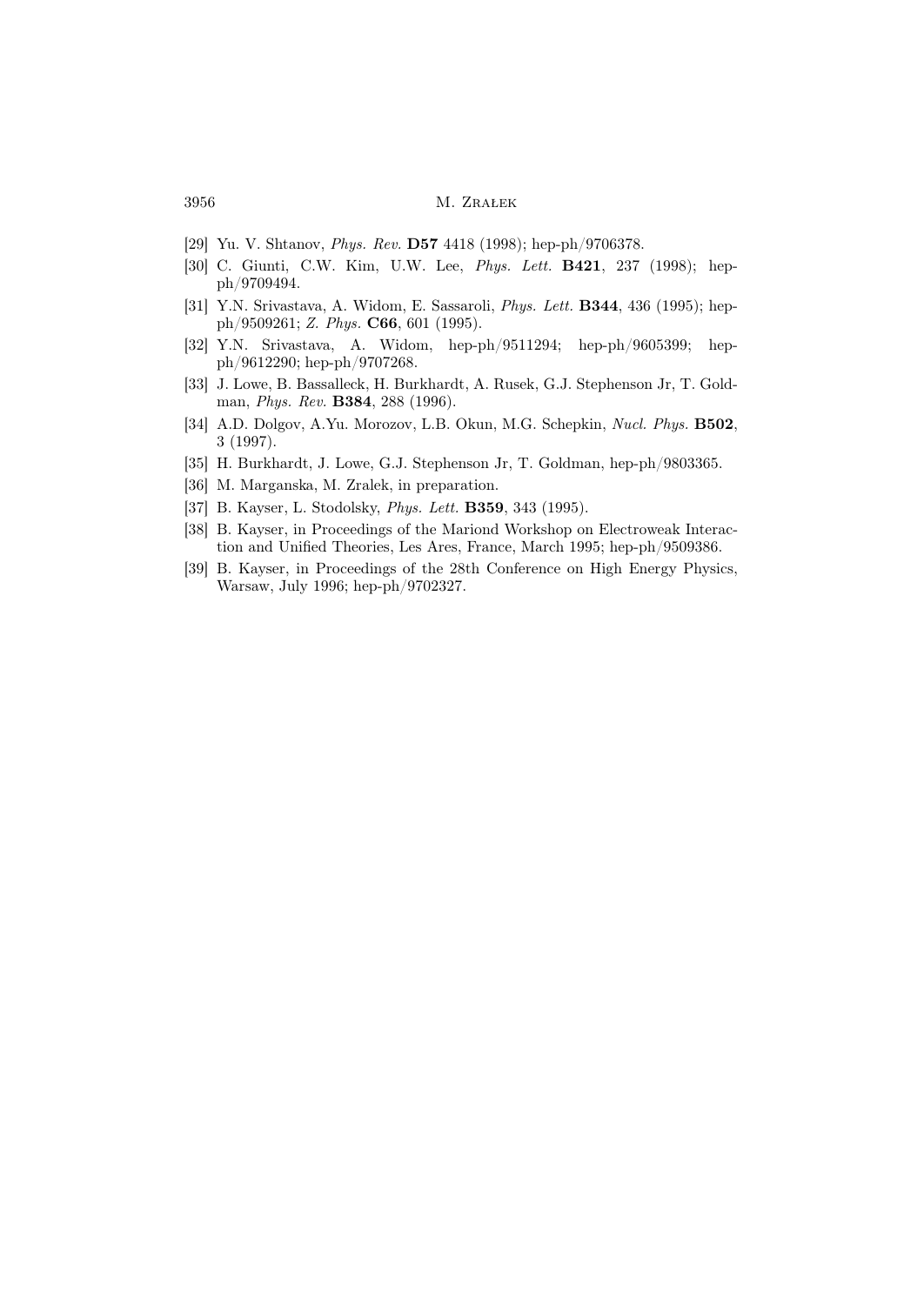[29] Yu. V. Shtanov, *Phys. Rev.* **D57** 4418 (1998); hep-ph/9706378.

[30] C. Giunti, C.W. Kim, U.W. Lee, *Phys. Lett.* **B421**, 237 (1998); hep-ph/9709494.

[31] Y.N. Srivastava, A. Widom, E. Sassaroli, *Phys. Lett.* **B344**, 436 (1995); hep-ph/9509261; *Z. Phys.* **C66**, 601 (1995).

[32] Y.N. Srivastava, A. Widom, hep-ph/9511294; hep-ph/9605399; hep-ph/9612290; hep-ph/9707268.

[33] J. Lowe, B. Bassalleck, H. Burkhardt, A. Rusek, G.J. Stephenson Jr, T. Goldman, *Phys. Rev.* **B384**, 288 (1996).

[34] A.D. Dolgov, A.Yu. Morozov, L.B. Okun, M.G. Schepkin, *Nucl. Phys.* **B502**, 3 (1997).

[35] H. Burkhardt, J. Lowe, G.J. Stephenson Jr, T. Goldman, hep-ph/9803365.

[36] M. Marganska, M. Zralek, in preparation.

[37] B. Kayser, L. Stodolsky, *Phys. Lett.* **B359**, 343 (1995).

[38] B. Kayser, in Proceedings of the Mariond Workshop on Electroweak Interaction and Unified Theories, Les Ares, France, March 1995; hep-ph/9509386.

[39] B. Kayser, in Proceedings of the 28th Conference on High Energy Physics, Warsaw, July 1996; hep-ph/9702327.